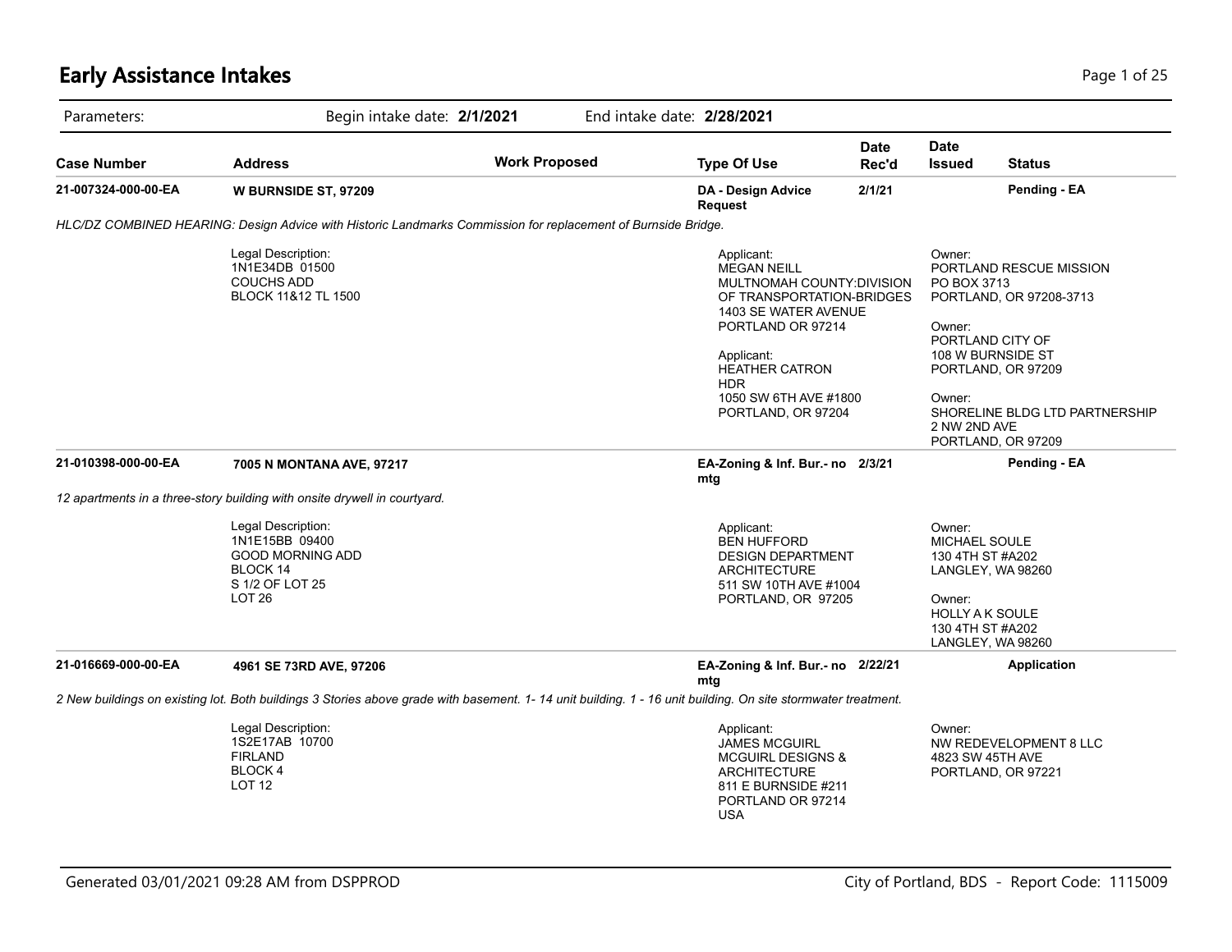# Early Assistance Intakes

Parameters: Begin intake date: **2/1/2021** End intake date: **2/28/2021**

| Case Number | Address | Work Proposed | Type Of Use | Date Rec'd | Date Issued | Status |
|---|---|---|---|---|---|---|
| **21-007324-000-00-EA** | **W BURNSIDE ST, 97209** | | **DA - Design Advice Request** | **2/1/21** | | **Pending - EA** |

*HLC/DZ COMBINED HEARING: Design Advice with Historic Landmarks Commission for replacement of Burnside Bridge.*

Legal Description:
1N1E34DB 01500
COUCHS ADD
BLOCK 11&12 TL 1500

Applicant:
MEGAN NEILL
MULTNOMAH COUNTY:DIVISION OF TRANSPORTATION-BRIDGES
1403 SE WATER AVENUE
PORTLAND OR 97214

Applicant:
HEATHER CATRON
HDR
1050 SW 6TH AVE #1800
PORTLAND, OR 97204

Owner:
PORTLAND RESCUE MISSION
PO BOX 3713
PORTLAND, OR 97208-3713

Owner:
PORTLAND CITY OF
108 W BURNSIDE ST
PORTLAND, OR 97209

Owner:
SHORELINE BLDG LTD PARTNERSHIP
2 NW 2ND AVE
PORTLAND, OR 97209

| Case Number | Address | Work Proposed | Type Of Use | Date Rec'd | Date Issued | Status |
|---|---|---|---|---|---|---|
| **21-010398-000-00-EA** | **7005 N MONTANA AVE, 97217** | | **EA-Zoning & Inf. Bur.- no mtg** | **2/3/21** | | **Pending - EA** |

*12 apartments in a three-story building with onsite drywell in courtyard.*

Legal Description:
1N1E15BB 09400
GOOD MORNING ADD
BLOCK 14
S 1/2 OF LOT 25
LOT 26

Applicant:
BEN HUFFORD
DESIGN DEPARTMENT ARCHITECTURE
511 SW 10TH AVE #1004
PORTLAND, OR 97205

Owner:
MICHAEL SOULE
130 4TH ST #A202
LANGLEY, WA 98260

Owner:
HOLLY A K SOULE
130 4TH ST #A202
LANGLEY, WA 98260

| Case Number | Address | Work Proposed | Type Of Use | Date Rec'd | Date Issued | Status |
|---|---|---|---|---|---|---|
| **21-016669-000-00-EA** | **4961 SE 73RD AVE, 97206** | | **EA-Zoning & Inf. Bur.- no mtg** | **2/22/21** | | **Application** |

*2 New buildings on existing lot. Both buildings 3 Stories above grade with basement. 1- 14 unit building. 1 - 16 unit building. On site stormwater treatment.*

Legal Description:
1S2E17AB 10700
FIRLAND
BLOCK 4
LOT 12

Applicant:
JAMES MCGUIRL
MCGUIRL DESIGNS & ARCHITECTURE
811 E BURNSIDE #211
PORTLAND OR 97214
USA

Owner:
NW REDEVELOPMENT 8 LLC
4823 SW 45TH AVE
PORTLAND, OR 97221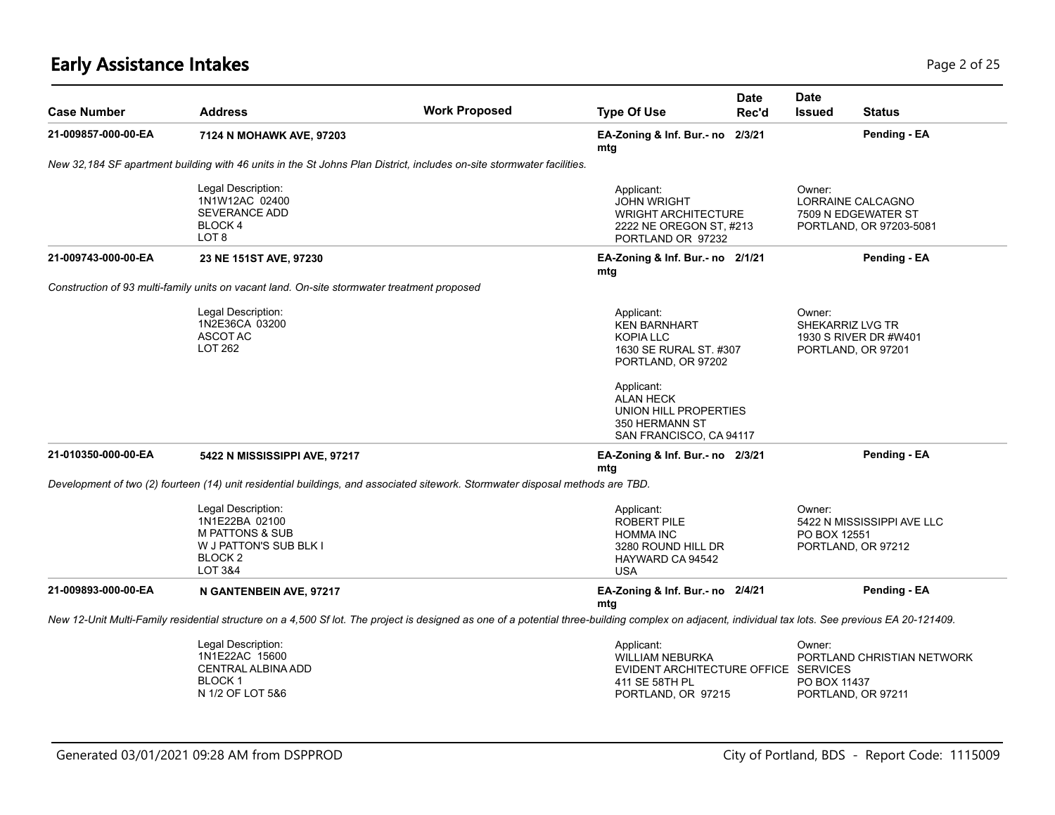# Early Assistance Intakes

| Case Number | Address | Work Proposed | Type Of Use | Date Rec'd | Date Issued | Status |
|---|---|---|---|---|---|---|
| 21-009857-000-00-EA | **7124 N MOHAWK AVE, 97203** | | EA-Zoning & Inf. Bur.- no mtg | 2/3/21 | | Pending - EA |

*New 32,184 SF apartment building with 46 units in the St Johns Plan District, includes on-site stormwater facilities.*

Legal Description:
1N1W12AC 02400
SEVERANCE ADD
BLOCK 4
LOT 8

Applicant:
JOHN WRIGHT
WRIGHT ARCHITECTURE
2222 NE OREGON ST, #213
PORTLAND OR 97232

Owner:
LORRAINE CALCAGNO
7509 N EDGEWATER ST
PORTLAND, OR 97203-5081

| Case Number | Address | Work Proposed | Type Of Use | Date Rec'd | Date Issued | Status |
|---|---|---|---|---|---|---|
| 21-009743-000-00-EA | **23 NE 151ST AVE, 97230** | | EA-Zoning & Inf. Bur.- no mtg | 2/1/21 | | Pending - EA |

*Construction of 93 multi-family units on vacant land. On-site stormwater treatment proposed*

Legal Description:
1N2E36CA 03200
ASCOT AC
LOT 262

Applicant:
KEN BARNHART
KOPIA LLC
1630 SE RURAL ST. #307
PORTLAND, OR 97202

Applicant:
ALAN HECK
UNION HILL PROPERTIES
350 HERMANN ST
SAN FRANCISCO, CA 94117

Owner:
SHEKARRIZ LVG TR
1930 S RIVER DR #W401
PORTLAND, OR 97201

| Case Number | Address | Work Proposed | Type Of Use | Date Rec'd | Date Issued | Status |
|---|---|---|---|---|---|---|
| 21-010350-000-00-EA | **5422 N MISSISSIPPI AVE, 97217** | | EA-Zoning & Inf. Bur.- no mtg | 2/3/21 | | Pending - EA |

*Development of two (2) fourteen (14) unit residential buildings, and associated sitework. Stormwater disposal methods are TBD.*

Legal Description:
1N1E22BA 02100
M PATTONS & SUB
W J PATTON'S SUB BLK I
BLOCK 2
LOT 3&4

Applicant:
ROBERT PILE
HOMMA INC
3280 ROUND HILL DR
HAYWARD CA 94542
USA

Owner:
5422 N MISSISSIPPI AVE LLC
PO BOX 12551
PORTLAND, OR 97212

| Case Number | Address | Work Proposed | Type Of Use | Date Rec'd | Date Issued | Status |
|---|---|---|---|---|---|---|
| 21-009893-000-00-EA | **N GANTENBEIN AVE, 97217** | | EA-Zoning & Inf. Bur.- no mtg | 2/4/21 | | Pending - EA |

*New 12-Unit Multi-Family residential structure on a 4,500 Sf lot. The project is designed as one of a potential three-building complex on adjacent, individual tax lots. See previous EA 20-121409.*

Legal Description:
1N1E22AC 15600
CENTRAL ALBINA ADD
BLOCK 1
N 1/2 OF LOT 5&6

Applicant:
WILLIAM NEBURKA
EVIDENT ARCHITECTURE OFFICE
411 SE 58TH PL
PORTLAND, OR 97215

Owner:
PORTLAND CHRISTIAN NETWORK SERVICES
PO BOX 11437
PORTLAND, OR 97211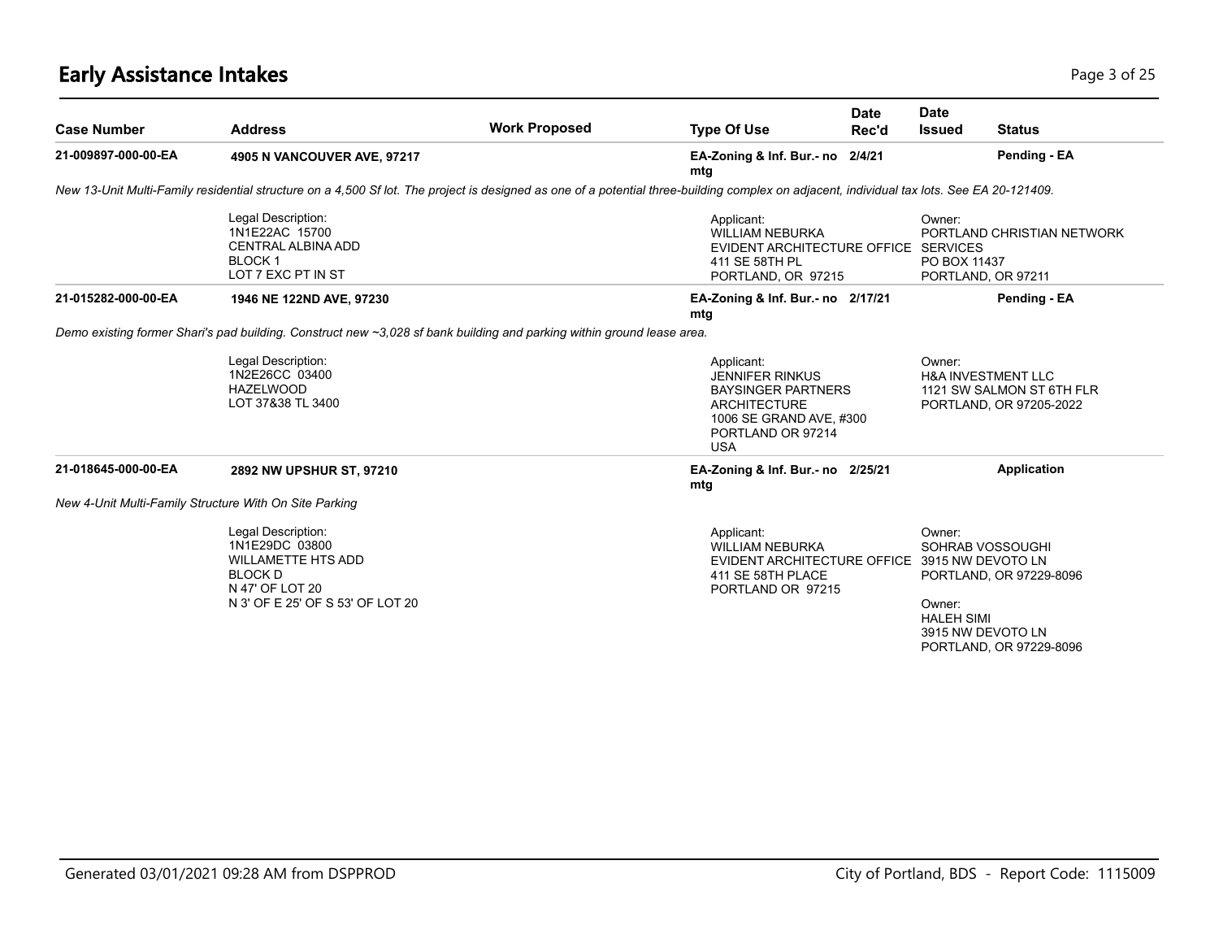## Early Assistance Intakes

| Case Number | Address | Work Proposed | Type Of Use | Date Rec'd | Date Issued | Status |
|---|---|---|---|---|---|---|
| **21-009897-000-00-EA** | **4905 N VANCOUVER AVE, 97217** | | **EA-Zoning & Inf. Bur.- no mtg** | **2/4/21** | | **Pending - EA** |

*New 13-Unit Multi-Family residential structure on a 4,500 Sf lot. The project is designed as one of a potential three-building complex on adjacent, individual tax lots. See EA 20-121409.*

Legal Description:
1N1E22AC 15700
CENTRAL ALBINA ADD
BLOCK 1
LOT 7 EXC PT IN ST

Applicant:
WILLIAM NEBURKA
EVIDENT ARCHITECTURE OFFICE
411 SE 58TH PL
PORTLAND, OR 97215

Owner:
PORTLAND CHRISTIAN NETWORK SERVICES
PO BOX 11437
PORTLAND, OR 97211

| Case Number | Address | Work Proposed | Type Of Use | Date Rec'd | Date Issued | Status |
|---|---|---|---|---|---|---|
| **21-015282-000-00-EA** | **1946 NE 122ND AVE, 97230** | | **EA-Zoning & Inf. Bur.- no mtg** | **2/17/21** | | **Pending - EA** |

*Demo existing former Shari's pad building. Construct new ~3,028 sf bank building and parking within ground lease area.*

Legal Description:
1N2E26CC 03400
HAZELWOOD
LOT 37&38 TL 3400

Applicant:
JENNIFER RINKUS
BAYSINGER PARTNERS ARCHITECTURE
1006 SE GRAND AVE, #300
PORTLAND OR 97214
USA

Owner:
H&A INVESTMENT LLC
1121 SW SALMON ST 6TH FLR
PORTLAND, OR 97205-2022

| Case Number | Address | Work Proposed | Type Of Use | Date Rec'd | Date Issued | Status |
|---|---|---|---|---|---|---|
| **21-018645-000-00-EA** | **2892 NW UPSHUR ST, 97210** | | **EA-Zoning & Inf. Bur.- no mtg** | **2/25/21** | | **Application** |

*New 4-Unit Multi-Family Structure With On Site Parking*

Legal Description:
1N1E29DC 03800
WILLAMETTE HTS ADD
BLOCK D
N 47' OF LOT 20
N 3' OF E 25' OF S 53' OF LOT 20

Applicant:
WILLIAM NEBURKA
EVIDENT ARCHITECTURE OFFICE
411 SE 58TH PLACE
PORTLAND OR 97215

Owner:
SOHRAB VOSSOUGHI
3915 NW DEVOTO LN
PORTLAND, OR 97229-8096

Owner:
HALEH SIMI
3915 NW DEVOTO LN
PORTLAND, OR 97229-8096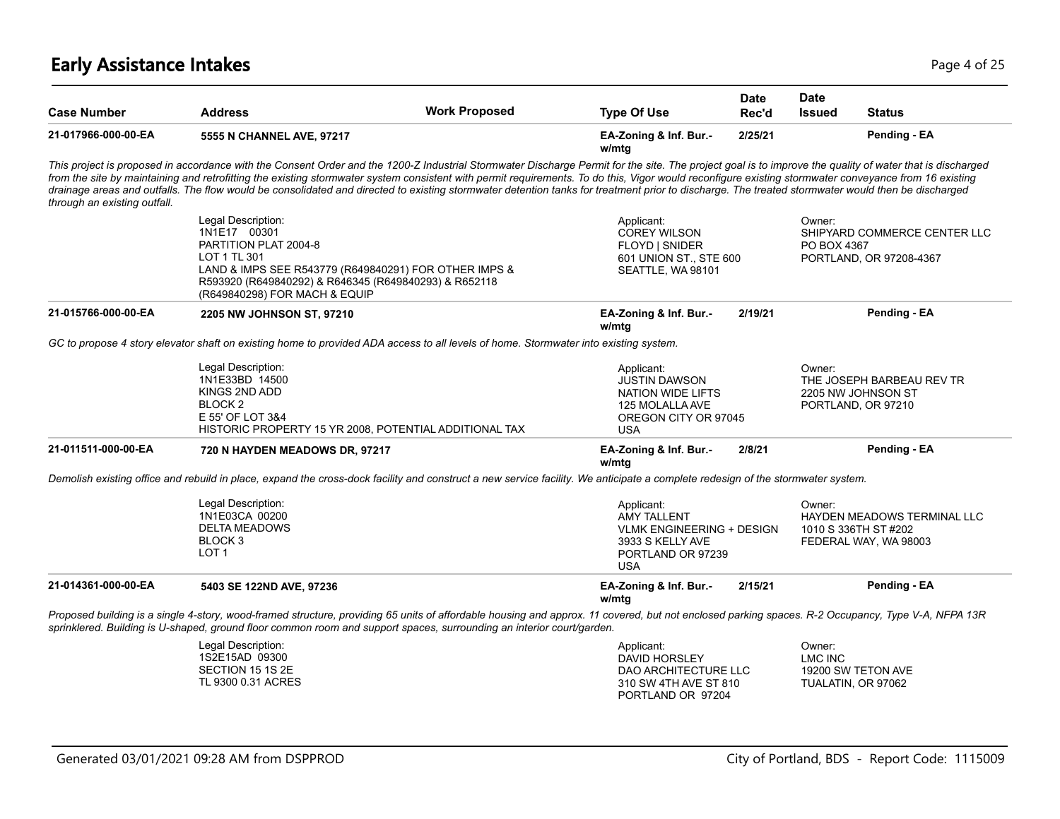# Early Assistance Intakes

| Case Number | Address | Work Proposed | Type Of Use | Date Rec'd | Date Issued | Status |
|---|---|---|---|---|---|---|
| 21-017966-000-00-EA | 5555 N CHANNEL AVE, 97217 | | EA-Zoning & Inf. Bur.- w/mtg | 2/25/21 | | Pending - EA |

*This project is proposed in accordance with the Consent Order and the 1200-Z Industrial Stormwater Discharge Permit for the site. The project goal is to improve the quality of water that is discharged from the site by maintaining and retrofitting the existing stormwater system consistent with permit requirements. To do this, Vigor would reconfigure existing stormwater conveyance from 16 existing drainage areas and outfalls. The flow would be consolidated and directed to existing stormwater detention tanks for treatment prior to discharge. The treated stormwater would then be discharged through an existing outfall.*

Legal Description:
1N1E17 00301
PARTITION PLAT 2004-8
LOT 1 TL 301
LAND & IMPS SEE R543779 (R649840291) FOR OTHER IMPS &
R593920 (R649840292) & R646345 (R649840293) & R652118
(R649840298) FOR MACH & EQUIP

Applicant:
COREY WILSON
FLOYD | SNIDER
601 UNION ST., STE 600
SEATTLE, WA 98101

Owner:
SHIPYARD COMMERCE CENTER LLC
PO BOX 4367
PORTLAND, OR 97208-4367

| Case Number | Address | Work Proposed | Type Of Use | Date Rec'd | Date Issued | Status |
|---|---|---|---|---|---|---|
| 21-015766-000-00-EA | 2205 NW JOHNSON ST, 97210 | | EA-Zoning & Inf. Bur.- w/mtg | 2/19/21 | | Pending - EA |

*GC to propose 4 story elevator shaft on existing home to provided ADA access to all levels of home. Stormwater into existing system.*

Legal Description:
1N1E33BD 14500
KINGS 2ND ADD
BLOCK 2
E 55' OF LOT 3&4
HISTORIC PROPERTY 15 YR 2008, POTENTIAL ADDITIONAL TAX

Applicant:
JUSTIN DAWSON
NATION WIDE LIFTS
125 MOLALLA AVE
OREGON CITY OR 97045
USA

Owner:
THE JOSEPH BARBEAU REV TR
2205 NW JOHNSON ST
PORTLAND, OR 97210

| Case Number | Address | Work Proposed | Type Of Use | Date Rec'd | Date Issued | Status |
|---|---|---|---|---|---|---|
| 21-011511-000-00-EA | 720 N HAYDEN MEADOWS DR, 97217 | | EA-Zoning & Inf. Bur.- w/mtg | 2/8/21 | | Pending - EA |

*Demolish existing office and rebuild in place, expand the cross-dock facility and construct a new service facility. We anticipate a complete redesign of the stormwater system.*

Legal Description:
1N1E03CA 00200
DELTA MEADOWS
BLOCK 3
LOT 1

Applicant:
AMY TALLENT
VLMK ENGINEERING + DESIGN
3933 S KELLY AVE
PORTLAND OR 97239
USA

Owner:
HAYDEN MEADOWS TERMINAL LLC
1010 S 336TH ST #202
FEDERAL WAY, WA 98003

| Case Number | Address | Work Proposed | Type Of Use | Date Rec'd | Date Issued | Status |
|---|---|---|---|---|---|---|
| 21-014361-000-00-EA | 5403 SE 122ND AVE, 97236 | | EA-Zoning & Inf. Bur.- w/mtg | 2/15/21 | | Pending - EA |

*Proposed building is a single 4-story, wood-framed structure, providing 65 units of affordable housing and approx. 11 covered, but not enclosed parking spaces. R-2 Occupancy, Type V-A, NFPA 13R sprinklered. Building is U-shaped, ground floor common room and support spaces, surrounding an interior court/garden.*

Legal Description:
1S2E15AD 09300
SECTION 15 1S 2E
TL 9300 0.31 ACRES

Applicant:
DAVID HORSLEY
DAO ARCHITECTURE LLC
310 SW 4TH AVE ST 810
PORTLAND OR 97204

Owner:
LMC INC
19200 SW TETON AVE
TUALATIN, OR 97062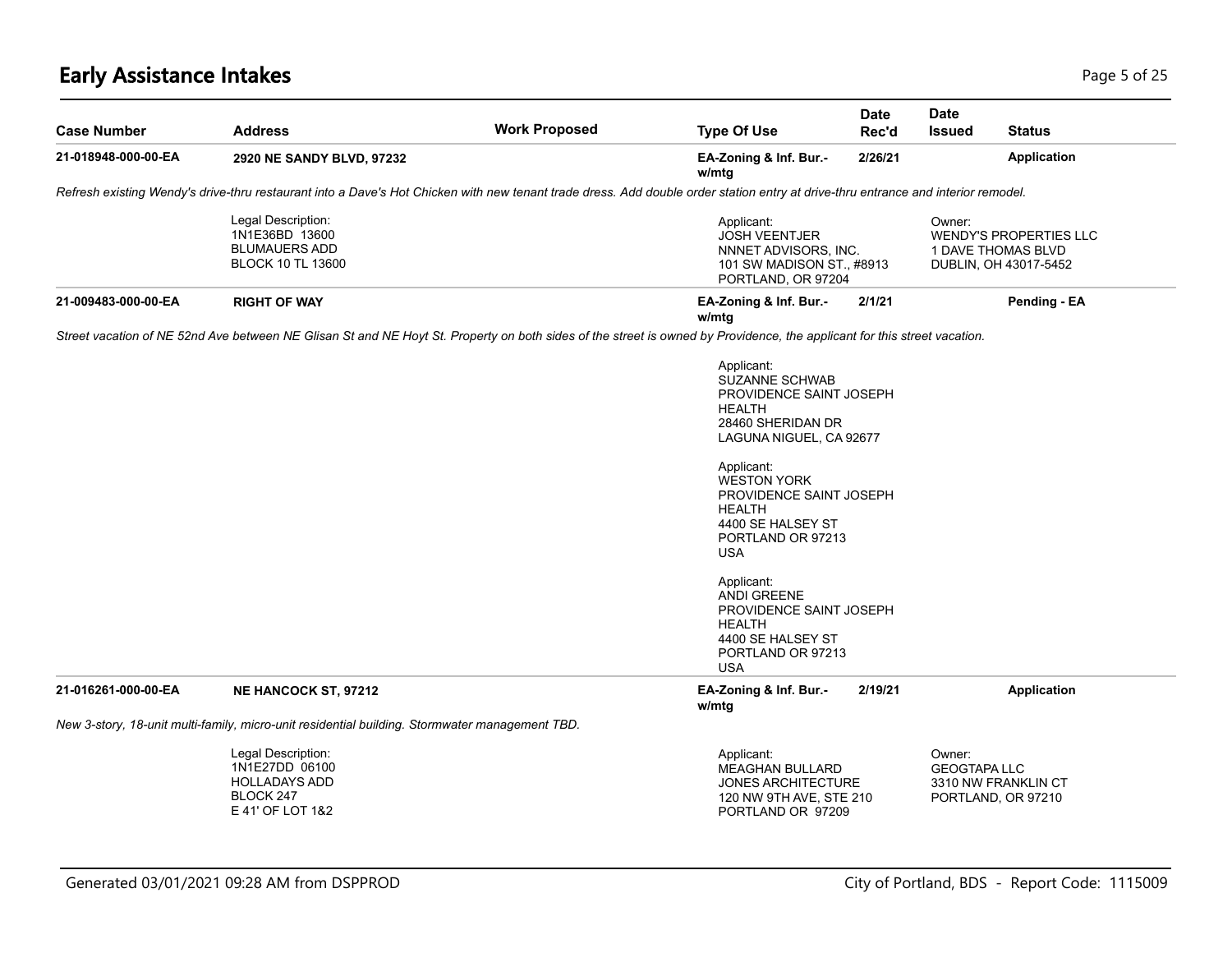# Early Assistance Intakes

| Case Number | Address | Work Proposed | Type Of Use | Date Rec'd | Date Issued | Status |
|---|---|---|---|---|---|---|
| **21-018948-000-00-EA** | **2920 NE SANDY BLVD, 97232** | | **EA-Zoning & Inf. Bur.- w/mtg** | **2/26/21** | | **Application** |

*Refresh existing Wendy's drive-thru restaurant into a Dave's Hot Chicken with new tenant trade dress. Add double order station entry at drive-thru entrance and interior remodel.*

Legal Description:
1N1E36BD 13600
BLUMAUERS ADD
BLOCK 10 TL 13600

Applicant:
JOSH VEENTJER
NNNET ADVISORS, INC.
101 SW MADISON ST., #8913
PORTLAND, OR 97204

Owner:
WENDY'S PROPERTIES LLC
1 DAVE THOMAS BLVD
DUBLIN, OH 43017-5452

| Case Number | Address | Work Proposed | Type Of Use | Date Rec'd | Date Issued | Status |
|---|---|---|---|---|---|---|
| **21-009483-000-00-EA** | **RIGHT OF WAY** | | **EA-Zoning & Inf. Bur.- w/mtg** | **2/1/21** | | **Pending - EA** |

*Street vacation of NE 52nd Ave between NE Glisan St and NE Hoyt St. Property on both sides of the street is owned by Providence, the applicant for this street vacation.*

Applicant:
SUZANNE SCHWAB
PROVIDENCE SAINT JOSEPH HEALTH
28460 SHERIDAN DR
LAGUNA NIGUEL, CA 92677

Applicant:
WESTON YORK
PROVIDENCE SAINT JOSEPH HEALTH
4400 SE HALSEY ST
PORTLAND OR 97213
USA

Applicant:
ANDI GREENE
PROVIDENCE SAINT JOSEPH HEALTH
4400 SE HALSEY ST
PORTLAND OR 97213
USA

| Case Number | Address | Work Proposed | Type Of Use | Date Rec'd | Date Issued | Status |
|---|---|---|---|---|---|---|
| **21-016261-000-00-EA** | **NE HANCOCK ST, 97212** | | **EA-Zoning & Inf. Bur.- w/mtg** | **2/19/21** | | **Application** |

*New 3-story, 18-unit multi-family, micro-unit residential building. Stormwater management TBD.*

Legal Description:
1N1E27DD 06100
HOLLADAYS ADD
BLOCK 247
E 41' OF LOT 1&2

Applicant:
MEAGHAN BULLARD
JONES ARCHITECTURE
120 NW 9TH AVE, STE 210
PORTLAND OR 97209

Owner:
GEOGTAPA LLC
3310 NW FRANKLIN CT
PORTLAND, OR 97210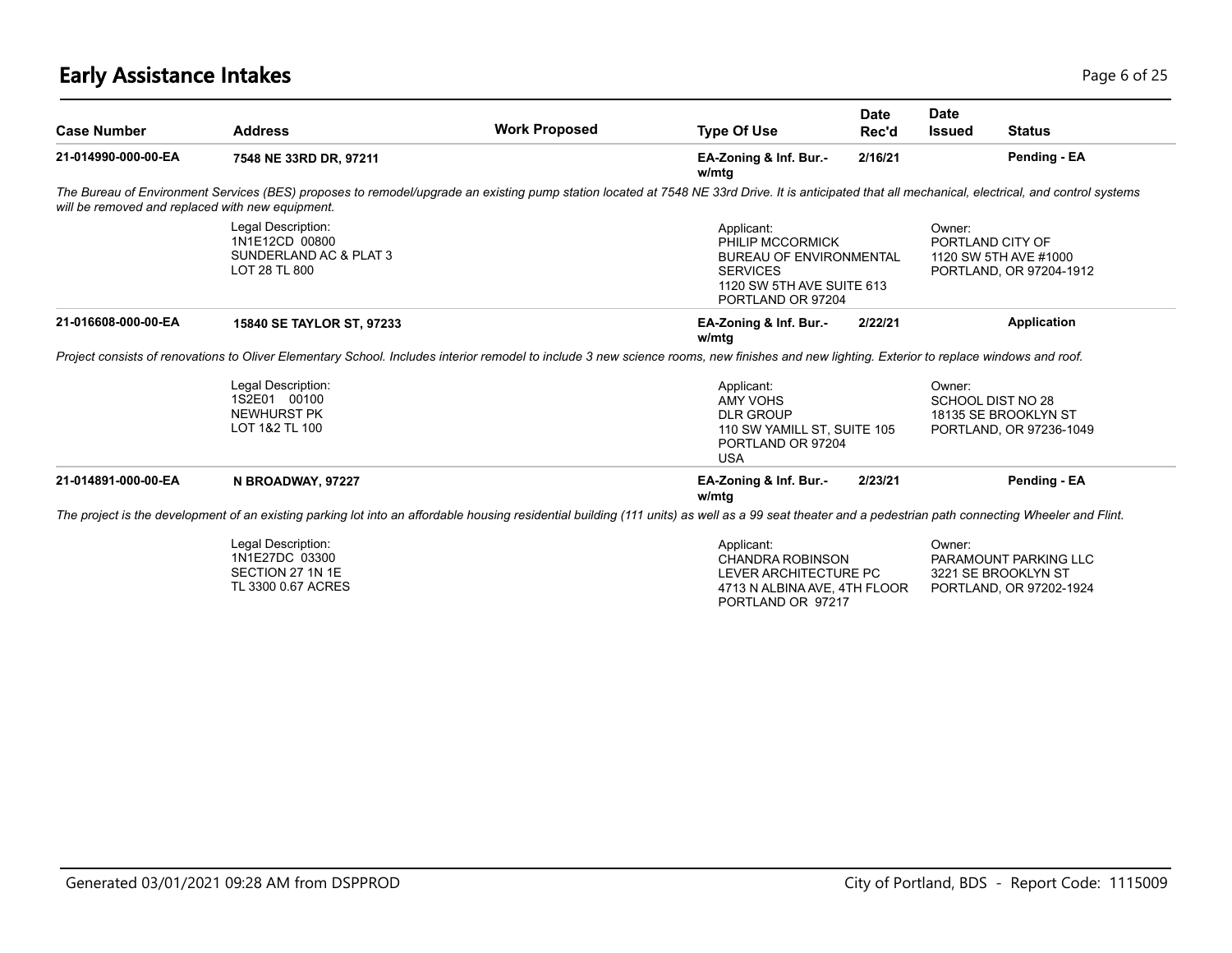# Early Assistance Intakes

| Case Number | Address | Work Proposed | Type Of Use | Date Rec'd | Date Issued | Status |
|---|---|---|---|---|---|---|
| 21-014990-000-00-EA | 7548 NE 33RD DR, 97211 | | EA-Zoning & Inf. Bur.- w/mtg | 2/16/21 | | Pending - EA |

*The Bureau of Environment Services (BES) proposes to remodel/upgrade an existing pump station located at 7548 NE 33rd Drive. It is anticipated that all mechanical, electrical, and control systems will be removed and replaced with new equipment.*

Legal Description:
1N1E12CD 00800
SUNDERLAND AC & PLAT 3
LOT 28 TL 800

Applicant:
PHILIP MCCORMICK
BUREAU OF ENVIRONMENTAL SERVICES
1120 SW 5TH AVE SUITE 613
PORTLAND OR 97204

Owner:
PORTLAND CITY OF
1120 SW 5TH AVE #1000
PORTLAND, OR 97204-1912

| Case Number | Address | Work Proposed | Type Of Use | Date Rec'd | Date Issued | Status |
|---|---|---|---|---|---|---|
| 21-016608-000-00-EA | 15840 SE TAYLOR ST, 97233 | | EA-Zoning & Inf. Bur.- w/mtg | 2/22/21 | | Application |

*Project consists of renovations to Oliver Elementary School. Includes interior remodel to include 3 new science rooms, new finishes and new lighting. Exterior to replace windows and roof.*

Legal Description:
1S2E01 00100
NEWHURST PK
LOT 1&2 TL 100

Applicant:
AMY VOHS
DLR GROUP
110 SW YAMILL ST, SUITE 105
PORTLAND OR 97204
USA

Owner:
SCHOOL DIST NO 28
18135 SE BROOKLYN ST
PORTLAND, OR 97236-1049

| Case Number | Address | Work Proposed | Type Of Use | Date Rec'd | Date Issued | Status |
|---|---|---|---|---|---|---|
| 21-014891-000-00-EA | N BROADWAY, 97227 | | EA-Zoning & Inf. Bur.- w/mtg | 2/23/21 | | Pending - EA |

*The project is the development of an existing parking lot into an affordable housing residential building (111 units) as well as a 99 seat theater and a pedestrian path connecting Wheeler and Flint.*

Legal Description:
1N1E27DC 03300
SECTION 27 1N 1E
TL 3300 0.67 ACRES

Applicant:
CHANDRA ROBINSON
LEVER ARCHITECTURE PC
4713 N ALBINA AVE, 4TH FLOOR
PORTLAND OR 97217

Owner:
PARAMOUNT PARKING LLC
3221 SE BROOKLYN ST
PORTLAND, OR 97202-1924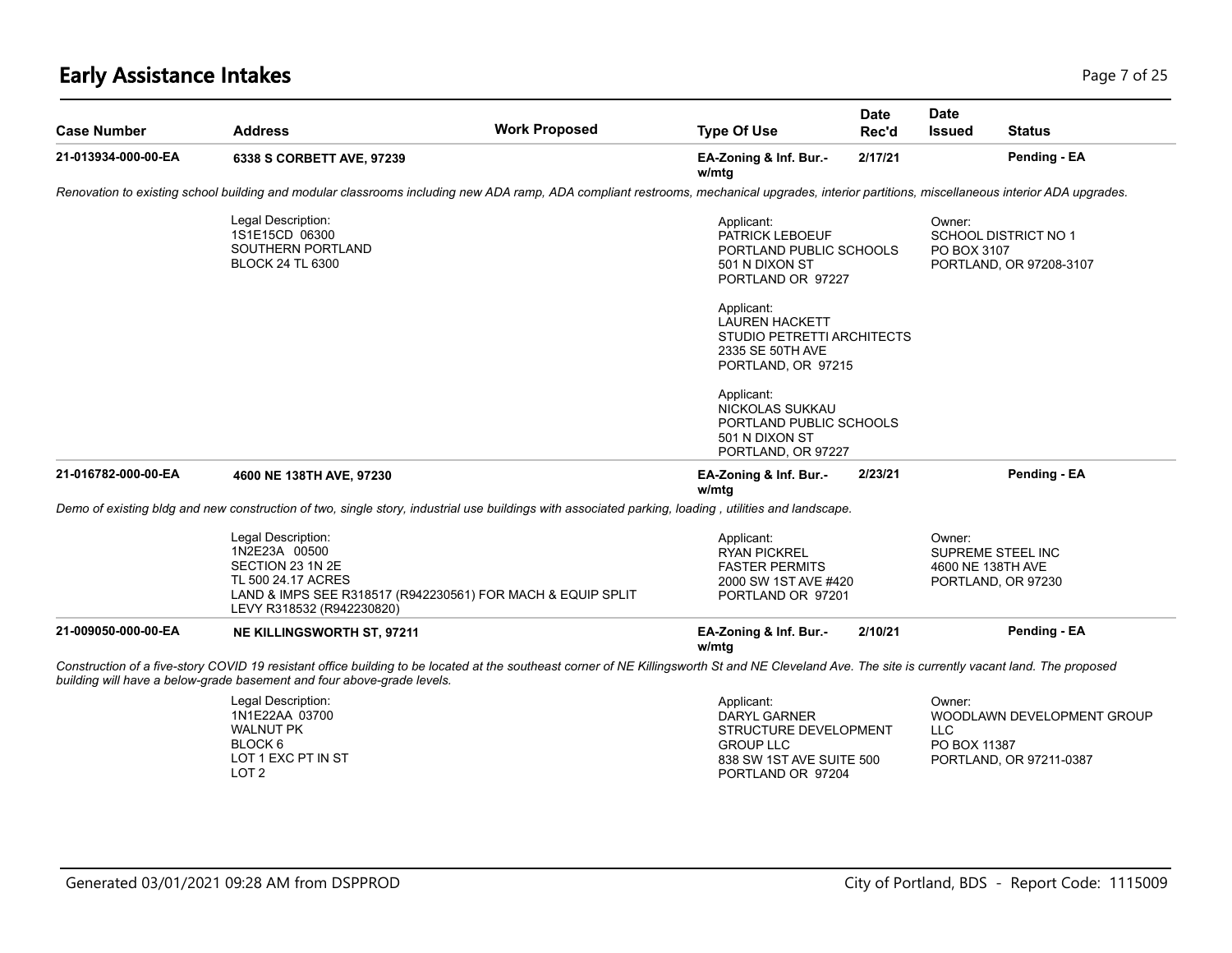# Early Assistance Intakes

| Case Number | Address | Work Proposed | Type Of Use | Date Rec'd | Date Issued | Status |
|---|---|---|---|---|---|---|
| 21-013934-000-00-EA | **6338 S CORBETT AVE, 97239** | | EA-Zoning & Inf. Bur.- w/mtg | 2/17/21 | | Pending - EA |

*Renovation to existing school building and modular classrooms including new ADA ramp, ADA compliant restrooms, mechanical upgrades, interior partitions, miscellaneous interior ADA upgrades.*

Legal Description:
1S1E15CD 06300
SOUTHERN PORTLAND
BLOCK 24 TL 6300

Applicant:
PATRICK LEBOEUF
PORTLAND PUBLIC SCHOOLS
501 N DIXON ST
PORTLAND OR 97227

Applicant:
LAUREN HACKETT
STUDIO PETRETTI ARCHITECTS
2335 SE 50TH AVE
PORTLAND, OR 97215

Applicant:
NICKOLAS SUKKAU
PORTLAND PUBLIC SCHOOLS
501 N DIXON ST
PORTLAND, OR 97227

Owner:
SCHOOL DISTRICT NO 1
PO BOX 3107
PORTLAND, OR 97208-3107

| Case Number | Address | Work Proposed | Type Of Use | Date Rec'd | Date Issued | Status |
|---|---|---|---|---|---|---|
| 21-016782-000-00-EA | **4600 NE 138TH AVE, 97230** | | EA-Zoning & Inf. Bur.- w/mtg | 2/23/21 | | Pending - EA |

*Demo of existing bldg and new construction of two, single story, industrial use buildings with associated parking, loading , utilities and landscape.*

Legal Description:
1N2E23A 00500
SECTION 23 1N 2E
TL 500 24.17 ACRES
LAND & IMPS SEE R318517 (R942230561) FOR MACH & EQUIP SPLIT
LEVY R318532 (R942230820)

Applicant:
RYAN PICKREL
FASTER PERMITS
2000 SW 1ST AVE #420
PORTLAND OR 97201

Owner:
SUPREME STEEL INC
4600 NE 138TH AVE
PORTLAND, OR 97230

| Case Number | Address | Work Proposed | Type Of Use | Date Rec'd | Date Issued | Status |
|---|---|---|---|---|---|---|
| 21-009050-000-00-EA | **NE KILLINGSWORTH ST, 97211** | | EA-Zoning & Inf. Bur.- w/mtg | 2/10/21 | | Pending - EA |

*Construction of a five-story COVID 19 resistant office building to be located at the southeast corner of NE Killingsworth St and NE Cleveland Ave. The site is currently vacant land. The proposed building will have a below-grade basement and four above-grade levels.*

Legal Description:
1N1E22AA 03700
WALNUT PK
BLOCK 6
LOT 1 EXC PT IN ST
LOT 2

Applicant:
DARYL GARNER
STRUCTURE DEVELOPMENT GROUP LLC
838 SW 1ST AVE SUITE 500
PORTLAND OR 97204

Owner:
WOODLAWN DEVELOPMENT GROUP LLC
PO BOX 11387
PORTLAND, OR 97211-0387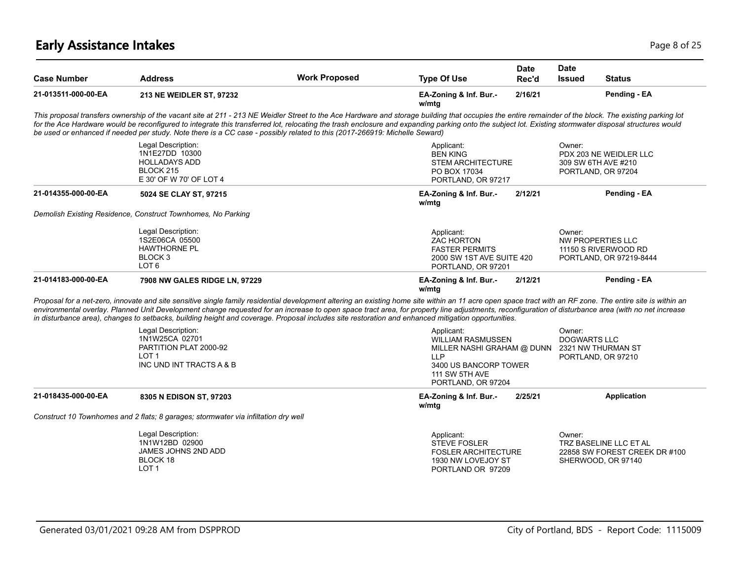# Early Assistance Intakes

| Case Number | Address | Work Proposed | Type Of Use | Date Rec'd | Date Issued | Status |
|---|---|---|---|---|---|---|
| 21-013511-000-00-EA | 213 NE WEIDLER ST, 97232 | | EA-Zoning & Inf. Bur.- w/mtg | 2/16/21 | | Pending - EA |

*This proposal transfers ownership of the vacant site at 211 - 213 NE Weidler Street to the Ace Hardware and storage building that occupies the entire remainder of the block. The existing parking lot for the Ace Hardware would be reconfigured to integrate this transferred lot, relocating the trash enclosure and expanding parking onto the subject lot. Existing stormwater disposal structures would be used or enhanced if needed per study. Note there is a CC case - possibly related to this (2017-266919: Michelle Seward)*

Legal Description:
1N1E27DD 10300
HOLLADAYS ADD
BLOCK 215
E 30' OF W 70' OF LOT 4

Applicant:
BEN KING
STEM ARCHITECTURE
PO BOX 17034
PORTLAND, OR 97217

Owner:
PDX 203 NE WEIDLER LLC
309 SW 6TH AVE #210
PORTLAND, OR 97204

| Case Number | Address | Work Proposed | Type Of Use | Date Rec'd | Date Issued | Status |
|---|---|---|---|---|---|---|
| 21-014355-000-00-EA | 5024 SE CLAY ST, 97215 | | EA-Zoning & Inf. Bur.- w/mtg | 2/12/21 | | Pending - EA |

*Demolish Existing Residence, Construct Townhomes, No Parking*

Legal Description:
1S2E06CA 05500
HAWTHORNE PL
BLOCK 3
LOT 6

Applicant:
ZAC HORTON
FASTER PERMITS
2000 SW 1ST AVE SUITE 420
PORTLAND, OR 97201

Owner:
NW PROPERTIES LLC
11150 S RIVERWOOD RD
PORTLAND, OR 97219-8444

| Case Number | Address | Work Proposed | Type Of Use | Date Rec'd | Date Issued | Status |
|---|---|---|---|---|---|---|
| 21-014183-000-00-EA | 7908 NW GALES RIDGE LN, 97229 | | EA-Zoning & Inf. Bur.- w/mtg | 2/12/21 | | Pending - EA |

*Proposal for a net-zero, innovate and site sensitive single family residential development altering an existing home site within an 11 acre open space tract with an RF zone. The entire site is within an environmental overlay. Planned Unit Development change requested for an increase to open space tract area, for property line adjustments, reconfiguration of disturbance area (with no net increase in disturbance area), changes to setbacks, building height and coverage. Proposal includes site restoration and enhanced mitigation opportunities.*

Legal Description:
1N1W25CA 02701
PARTITION PLAT 2000-92
LOT 1
INC UND INT TRACTS A & B

Applicant:
WILLIAM RASMUSSEN
MILLER NASHI GRAHAM @ DUNN LLP
3400 US BANCORP TOWER
111 SW 5TH AVE
PORTLAND, OR 97204

Owner:
DOGWARTS LLC
2321 NW THURMAN ST
PORTLAND, OR 97210

| Case Number | Address | Work Proposed | Type Of Use | Date Rec'd | Date Issued | Status |
|---|---|---|---|---|---|---|
| 21-018435-000-00-EA | 8305 N EDISON ST, 97203 | | EA-Zoning & Inf. Bur.- w/mtg | 2/25/21 | | Application |

*Construct 10 Townhomes and 2 flats; 8 garages; stormwater via infiltation dry well*

Legal Description:
1N1W12BD 02900
JAMES JOHNS 2ND ADD
BLOCK 18
LOT 1

Applicant:
STEVE FOSLER
FOSLER ARCHITECTURE
1930 NW LOVEJOY ST
PORTLAND OR 97209

Owner:
TRZ BASELINE LLC ET AL
22858 SW FOREST CREEK DR #100
SHERWOOD, OR 97140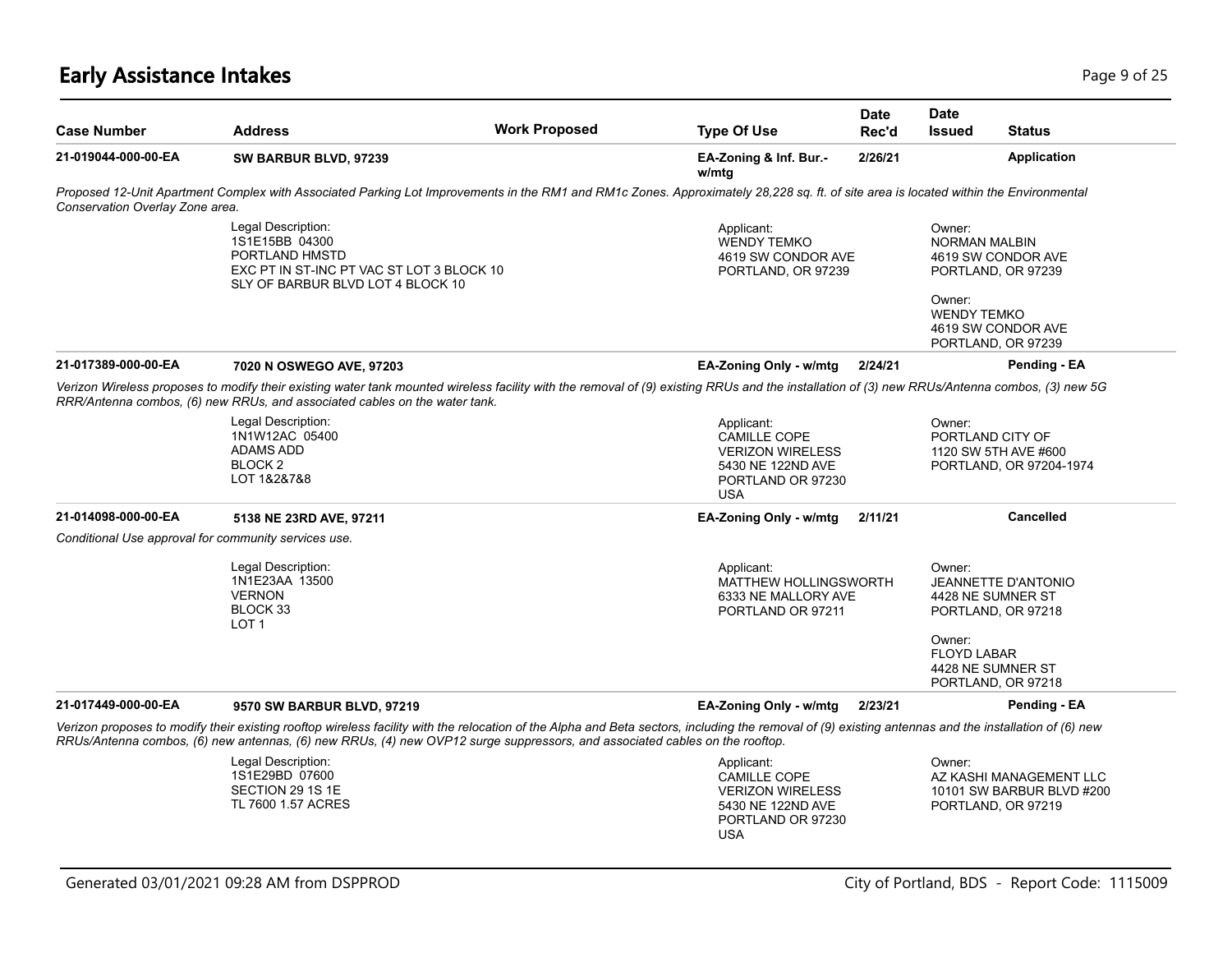# Early Assistance Intakes

| Case Number | Address | Work Proposed | Type Of Use | Date Rec'd | Date Issued | Status |
|---|---|---|---|---|---|---|
| **21-019044-000-00-EA** | **SW BARBUR BLVD, 97239** | | **EA-Zoning & Inf. Bur.- w/mtg** | **2/26/21** | | **Application** |

*Proposed 12-Unit Apartment Complex with Associated Parking Lot Improvements in the RM1 and RM1c Zones. Approximately 28,228 sq. ft. of site area is located within the Environmental Conservation Overlay Zone area.*

Legal Description:
1S1E15BB 04300
PORTLAND HMSTD
EXC PT IN ST-INC PT VAC ST LOT 3 BLOCK 10
SLY OF BARBUR BLVD LOT 4 BLOCK 10

Applicant:
WENDY TEMKO
4619 SW CONDOR AVE
PORTLAND, OR 97239

Owner:
NORMAN MALBIN
4619 SW CONDOR AVE
PORTLAND, OR 97239

Owner:
WENDY TEMKO
4619 SW CONDOR AVE
PORTLAND, OR 97239

| Case Number | Address | Work Proposed | Type Of Use | Date Rec'd | Date Issued | Status |
|---|---|---|---|---|---|---|
| **21-017389-000-00-EA** | **7020 N OSWEGO AVE, 97203** | | **EA-Zoning Only - w/mtg** | **2/24/21** | | **Pending - EA** |

*Verizon Wireless proposes to modify their existing water tank mounted wireless facility with the removal of (9) existing RRUs and the installation of (3) new RRUs/Antenna combos, (3) new 5G RRR/Antenna combos, (6) new RRUs, and associated cables on the water tank.*

Legal Description:
1N1W12AC 05400
ADAMS ADD
BLOCK 2
LOT 1&2&7&8

Applicant:
CAMILLE COPE
VERIZON WIRELESS
5430 NE 122ND AVE
PORTLAND OR 97230
USA

Owner:
PORTLAND CITY OF
1120 SW 5TH AVE #600
PORTLAND, OR 97204-1974

| Case Number | Address | Work Proposed | Type Of Use | Date Rec'd | Date Issued | Status |
|---|---|---|---|---|---|---|
| **21-014098-000-00-EA** | **5138 NE 23RD AVE, 97211** | | **EA-Zoning Only - w/mtg** | **2/11/21** | | **Cancelled** |

*Conditional Use approval for community services use.*

Legal Description:
1N1E23AA 13500
VERNON
BLOCK 33
LOT 1

Applicant:
MATTHEW HOLLINGSWORTH
6333 NE MALLORY AVE
PORTLAND OR 97211

Owner:
JEANNETTE D'ANTONIO
4428 NE SUMNER ST
PORTLAND, OR 97218

Owner:
FLOYD LABAR
4428 NE SUMNER ST
PORTLAND, OR 97218

| Case Number | Address | Work Proposed | Type Of Use | Date Rec'd | Date Issued | Status |
|---|---|---|---|---|---|---|
| **21-017449-000-00-EA** | **9570 SW BARBUR BLVD, 97219** | | **EA-Zoning Only - w/mtg** | **2/23/21** | | **Pending - EA** |

*Verizon proposes to modify their existing rooftop wireless facility with the relocation of the Alpha and Beta sectors, including the removal of (9) existing antennas and the installation of (6) new RRUs/Antenna combos, (6) new antennas, (6) new RRUs, (4) new OVP12 surge suppressors, and associated cables on the rooftop.*

Legal Description:
1S1E29BD 07600
SECTION 29 1S 1E
TL 7600 1.57 ACRES

Applicant:
CAMILLE COPE
VERIZON WIRELESS
5430 NE 122ND AVE
PORTLAND OR 97230
USA

Owner:
AZ KASHI MANAGEMENT LLC
10101 SW BARBUR BLVD #200
PORTLAND, OR 97219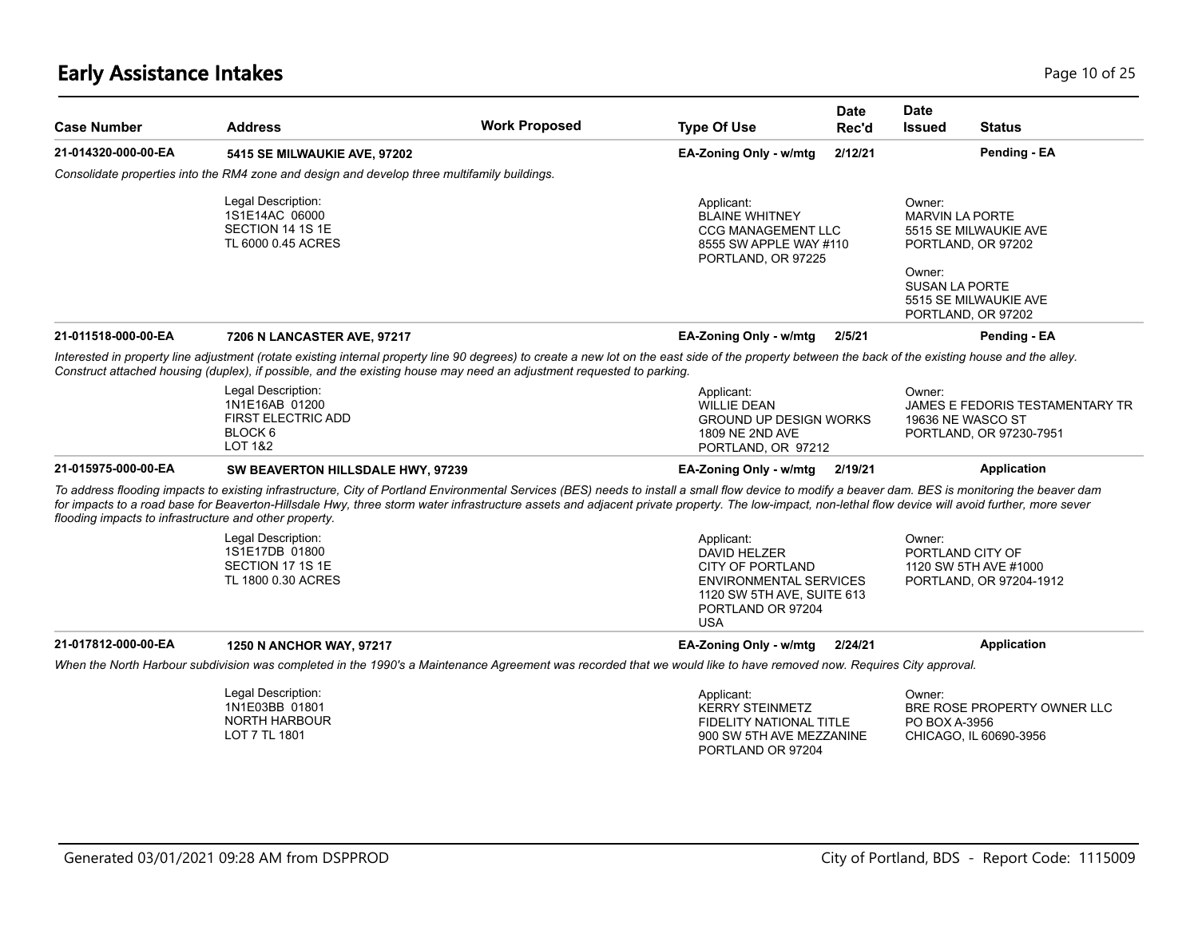# Early Assistance Intakes

| Case Number | Address | Work Proposed | Type Of Use | Date Rec'd | Date Issued | Status |
|---|---|---|---|---|---|---|
| 21-014320-000-00-EA | 5415 SE MILWAUKIE AVE, 97202 | | EA-Zoning Only - w/mtg | 2/12/21 | | Pending - EA |

*Consolidate properties into the RM4 zone and design and develop three multifamily buildings.*

Legal Description:
1S1E14AC 06000
SECTION 14 1S 1E
TL 6000 0.45 ACRES

Applicant:
BLAINE WHITNEY
CCG MANAGEMENT LLC
8555 SW APPLE WAY #110
PORTLAND, OR 97225

Owner:
MARVIN LA PORTE
5515 SE MILWAUKIE AVE
PORTLAND, OR 97202

Owner:
SUSAN LA PORTE
5515 SE MILWAUKIE AVE
PORTLAND, OR 97202

| Case Number | Address | Work Proposed | Type Of Use | Date Rec'd | Date Issued | Status |
|---|---|---|---|---|---|---|
| 21-011518-000-00-EA | 7206 N LANCASTER AVE, 97217 | | EA-Zoning Only - w/mtg | 2/5/21 | | Pending - EA |

*Interested in property line adjustment (rotate existing internal property line 90 degrees) to create a new lot on the east side of the property between the back of the existing house and the alley. Construct attached housing (duplex), if possible, and the existing house may need an adjustment requested to parking.*

Legal Description:
1N1E16AB 01200
FIRST ELECTRIC ADD
BLOCK 6
LOT 1&2

Applicant:
WILLIE DEAN
GROUND UP DESIGN WORKS
1809 NE 2ND AVE
PORTLAND, OR 97212

Owner:
JAMES E FEDORIS TESTAMENTARY TR
19636 NE WASCO ST
PORTLAND, OR 97230-7951

| Case Number | Address | Work Proposed | Type Of Use | Date Rec'd | Date Issued | Status |
|---|---|---|---|---|---|---|
| 21-015975-000-00-EA | SW BEAVERTON HILLSDALE HWY, 97239 | | EA-Zoning Only - w/mtg | 2/19/21 | | Application |

*To address flooding impacts to existing infrastructure, City of Portland Environmental Services (BES) needs to install a small flow device to modify a beaver dam. BES is monitoring the beaver dam for impacts to a road base for Beaverton-Hillsdale Hwy, three storm water infrastructure assets and adjacent private property. The low-impact, non-lethal flow device will avoid further, more sever flooding impacts to infrastructure and other property.*

Legal Description:
1S1E17DB 01800
SECTION 17 1S 1E
TL 1800 0.30 ACRES

Applicant:
DAVID HELZER
CITY OF PORTLAND
ENVIRONMENTAL SERVICES
1120 SW 5TH AVE, SUITE 613
PORTLAND OR 97204
USA

Owner:
PORTLAND CITY OF
1120 SW 5TH AVE #1000
PORTLAND, OR 97204-1912

| Case Number | Address | Work Proposed | Type Of Use | Date Rec'd | Date Issued | Status |
|---|---|---|---|---|---|---|
| 21-017812-000-00-EA | 1250 N ANCHOR WAY, 97217 | | EA-Zoning Only - w/mtg | 2/24/21 | | Application |

*When the North Harbour subdivision was completed in the 1990's a Maintenance Agreement was recorded that we would like to have removed now. Requires City approval.*

Legal Description:
1N1E03BB 01801
NORTH HARBOUR
LOT 7 TL 1801

Applicant:
KERRY STEINMETZ
FIDELITY NATIONAL TITLE
900 SW 5TH AVE MEZZANINE
PORTLAND OR 97204

Owner:
BRE ROSE PROPERTY OWNER LLC
PO BOX A-3956
CHICAGO, IL 60690-3956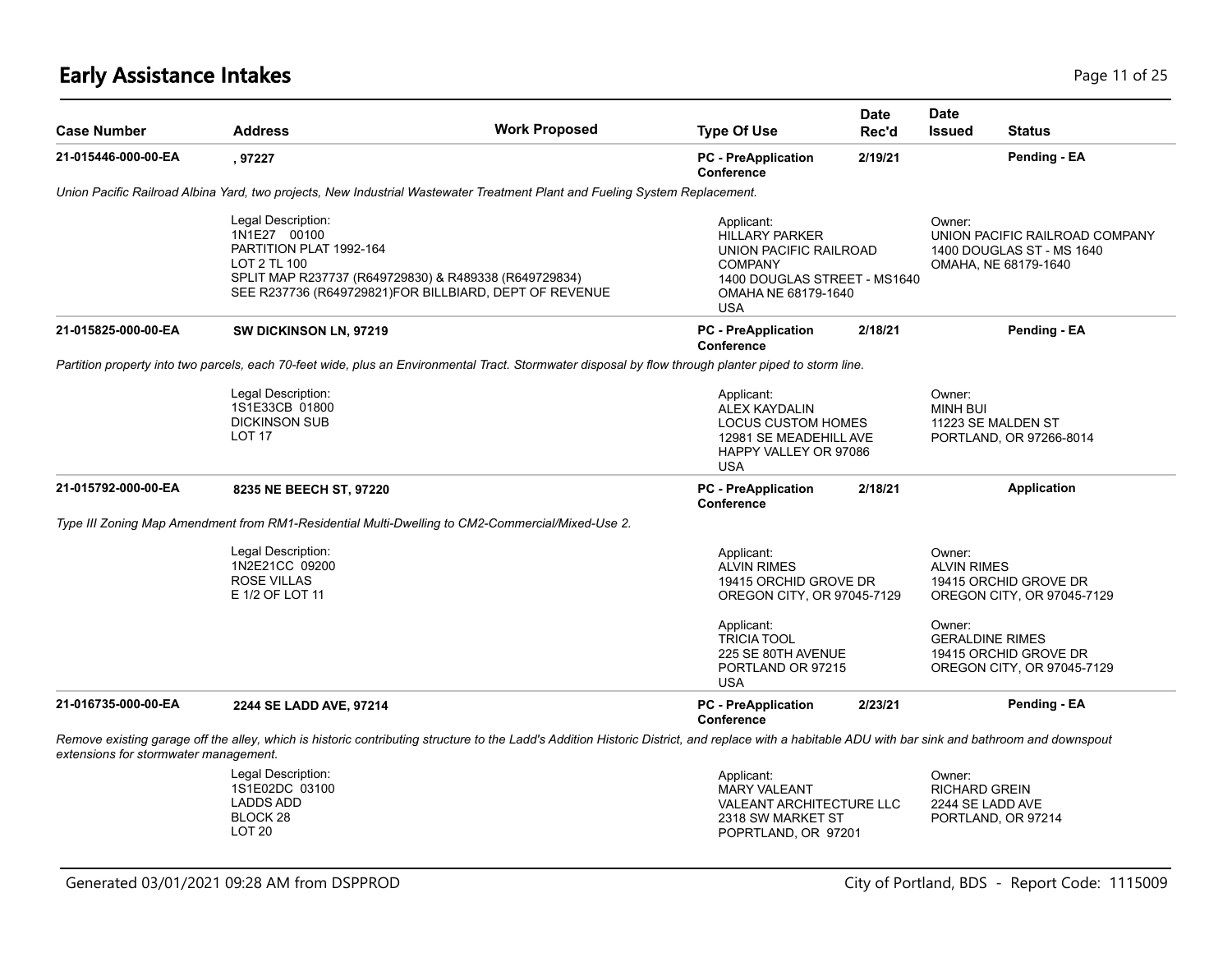## Early Assistance Intakes

| Case Number | Address | Work Proposed | Type Of Use | Date Rec'd | Date Issued | Status |
|---|---|---|---|---|---|---|
| 21-015446-000-00-EA | , 97227 | | PC - PreApplication Conference | 2/19/21 | | Pending - EA |

*Union Pacific Railroad Albina Yard, two projects, New Industrial Wastewater Treatment Plant and Fueling System Replacement.*

Legal Description:
1N1E27 00100
PARTITION PLAT 1992-164
LOT 2 TL 100
SPLIT MAP R237737 (R649729830) & R489338 (R649729834)
SEE R237736 (R649729821)FOR BILLBIARD, DEPT OF REVENUE

Applicant:
HILLARY PARKER
UNION PACIFIC RAILROAD COMPANY
1400 DOUGLAS STREET - MS1640
OMAHA NE 68179-1640
USA

Owner:
UNION PACIFIC RAILROAD COMPANY
1400 DOUGLAS ST - MS 1640
OMAHA, NE 68179-1640

| Case Number | Address | Work Proposed | Type Of Use | Date Rec'd | Date Issued | Status |
|---|---|---|---|---|---|---|
| 21-015825-000-00-EA | SW DICKINSON LN, 97219 | | PC - PreApplication Conference | 2/18/21 | | Pending - EA |

*Partition property into two parcels, each 70-feet wide, plus an Environmental Tract. Stormwater disposal by flow through planter piped to storm line.*

Legal Description:
1S1E33CB 01800
DICKINSON SUB
LOT 17

Applicant:
ALEX KAYDALIN
LOCUS CUSTOM HOMES
12981 SE MEADEHILL AVE
HAPPY VALLEY OR 97086
USA

Owner:
MINH BUI
11223 SE MALDEN ST
PORTLAND, OR 97266-8014

| Case Number | Address | Work Proposed | Type Of Use | Date Rec'd | Date Issued | Status |
|---|---|---|---|---|---|---|
| 21-015792-000-00-EA | 8235 NE BEECH ST, 97220 | | PC - PreApplication Conference | 2/18/21 | | Application |

*Type III Zoning Map Amendment from RM1-Residential Multi-Dwelling to CM2-Commercial/Mixed-Use 2.*

Legal Description:
1N2E21CC 09200
ROSE VILLAS
E 1/2 OF LOT 11

Applicant:
ALVIN RIMES
19415 ORCHID GROVE DR
OREGON CITY, OR 97045-7129

Applicant:
TRICIA TOOL
225 SE 80TH AVENUE
PORTLAND OR 97215
USA

Owner:
ALVIN RIMES
19415 ORCHID GROVE DR
OREGON CITY, OR 97045-7129

Owner:
GERALDINE RIMES
19415 ORCHID GROVE DR
OREGON CITY, OR 97045-7129

| Case Number | Address | Work Proposed | Type Of Use | Date Rec'd | Date Issued | Status |
|---|---|---|---|---|---|---|
| 21-016735-000-00-EA | 2244 SE LADD AVE, 97214 | | PC - PreApplication Conference | 2/23/21 | | Pending - EA |

*Remove existing garage off the alley, which is historic contributing structure to the Ladd's Addition Historic District, and replace with a habitable ADU with bar sink and bathroom and downspout extensions for stormwater management.*

Legal Description:
1S1E02DC 03100
LADDS ADD
BLOCK 28
LOT 20

Applicant:
MARY VALEANT
VALEANT ARCHITECTURE LLC
2318 SW MARKET ST
POPRTLAND, OR 97201

Owner:
RICHARD GREIN
2244 SE LADD AVE
PORTLAND, OR 97214

Generated 03/01/2021 09:28 AM from DSPPROD

City of Portland, BDS - Report Code: 1115009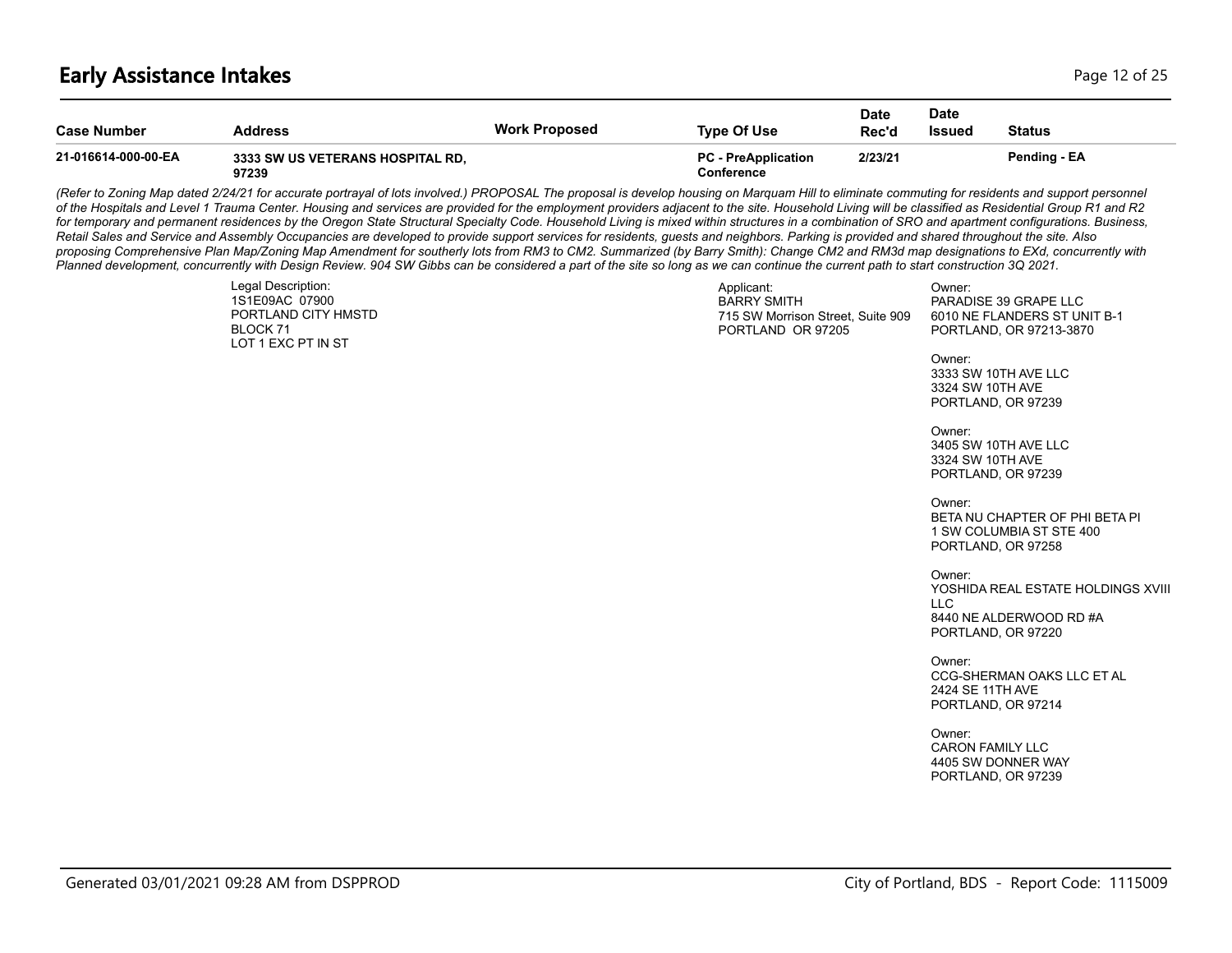## Early Assistance Intakes

| Case Number | Address | Work Proposed | Type Of Use | Date Rec'd | Date Issued | Status |
|---|---|---|---|---|---|---|
| 21-016614-000-00-EA | 3333 SW US VETERANS HOSPITAL RD, 97239 | | PC - PreApplication Conference | 2/23/21 | | Pending - EA |

*(Refer to Zoning Map dated 2/24/21 for accurate portrayal of lots involved.) PROPOSAL The proposal is develop housing on Marquam Hill to eliminate commuting for residents and support personnel of the Hospitals and Level 1 Trauma Center. Housing and services are provided for the employment providers adjacent to the site. Household Living will be classified as Residential Group R1 and R2 for temporary and permanent residences by the Oregon State Structural Specialty Code. Household Living is mixed within structures in a combination of SRO and apartment configurations. Business, Retail Sales and Service and Assembly Occupancies are developed to provide support services for residents, guests and neighbors. Parking is provided and shared throughout the site. Also proposing Comprehensive Plan Map/Zoning Map Amendment for southerly lots from RM3 to CM2. Summarized (by Barry Smith): Change CM2 and RM3d map designations to EXd, concurrently with Planned development, concurrently with Design Review. 904 SW Gibbs can be considered a part of the site so long as we can continue the current path to start construction 3Q 2021.*

Legal Description:
1S1E09AC 07900
PORTLAND CITY HMSTD
BLOCK 71
LOT 1 EXC PT IN ST

Applicant:
BARRY SMITH
715 SW Morrison Street, Suite 909
PORTLAND OR 97205

Owner:
PARADISE 39 GRAPE LLC
6010 NE FLANDERS ST UNIT B-1
PORTLAND, OR 97213-3870

Owner:
3333 SW 10TH AVE LLC
3324 SW 10TH AVE
PORTLAND, OR 97239

Owner:
3405 SW 10TH AVE LLC
3324 SW 10TH AVE
PORTLAND, OR 97239

Owner:
BETA NU CHAPTER OF PHI BETA PI
1 SW COLUMBIA ST STE 400
PORTLAND, OR 97258

Owner:
YOSHIDA REAL ESTATE HOLDINGS XVIII LLC
8440 NE ALDERWOOD RD #A
PORTLAND, OR 97220

Owner:
CCG-SHERMAN OAKS LLC ET AL
2424 SE 11TH AVE
PORTLAND, OR 97214

Owner:
CARON FAMILY LLC
4405 SW DONNER WAY
PORTLAND, OR 97239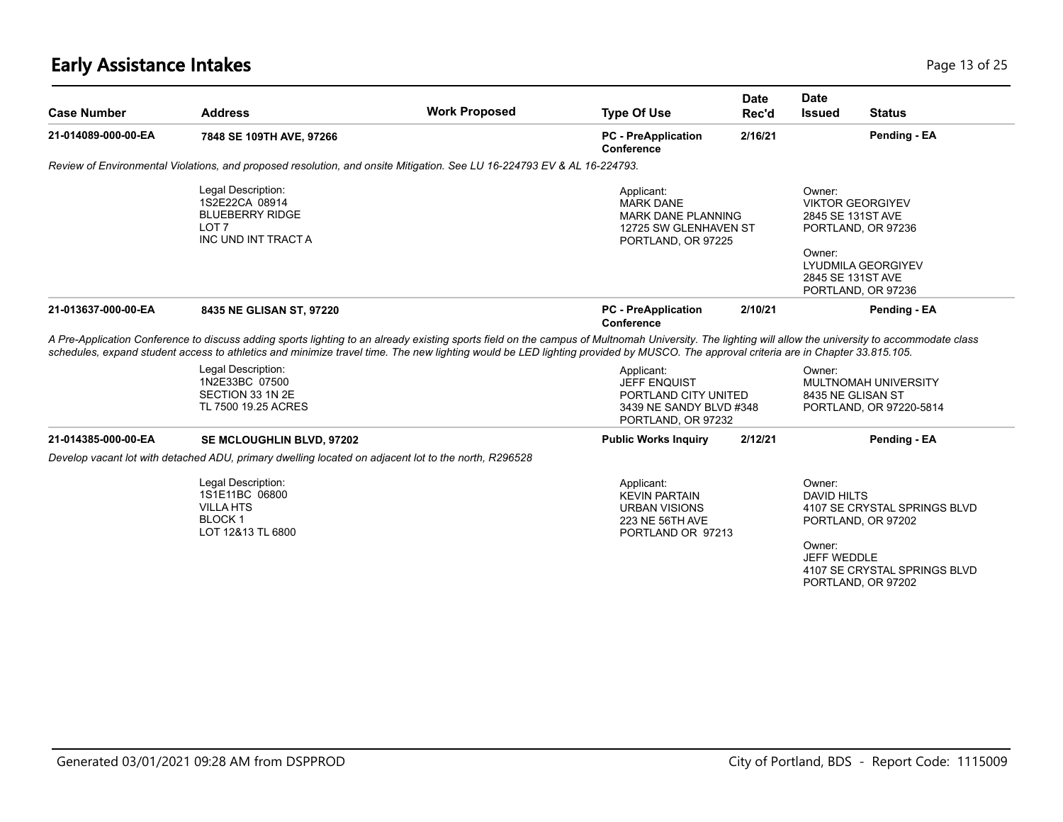# Early Assistance Intakes

| Case Number | Address | Work Proposed | Type Of Use | Date Rec'd | Date Issued | Status |
|---|---|---|---|---|---|---|
| 21-014089-000-00-EA | 7848 SE 109TH AVE, 97266 | | PC - PreApplication Conference | 2/16/21 | | Pending - EA |

*Review of Environmental Violations, and proposed resolution, and onsite Mitigation. See LU 16-224793 EV & AL 16-224793.*

Legal Description:
1S2E22CA 08914
BLUEBERRY RIDGE
LOT 7
INC UND INT TRACT A

Applicant:
MARK DANE
MARK DANE PLANNING
12725 SW GLENHAVEN ST
PORTLAND, OR 97225

Owner:
VIKTOR GEORGIYEV
2845 SE 131ST AVE
PORTLAND, OR 97236

Owner:
LYUDMILA GEORGIYEV
2845 SE 131ST AVE
PORTLAND, OR 97236

| Case Number | Address | Work Proposed | Type Of Use | Date Rec'd | Date Issued | Status |
|---|---|---|---|---|---|---|
| 21-013637-000-00-EA | 8435 NE GLISAN ST, 97220 | | PC - PreApplication Conference | 2/10/21 | | Pending - EA |

*A Pre-Application Conference to discuss adding sports lighting to an already existing sports field on the campus of Multnomah University. The lighting will allow the university to accommodate class schedules, expand student access to athletics and minimize travel time. The new lighting would be LED lighting provided by MUSCO. The approval criteria are in Chapter 33.815.105.*

Legal Description:
1N2E33BC 07500
SECTION 33 1N 2E
TL 7500 19.25 ACRES

Applicant:
JEFF ENQUIST
PORTLAND CITY UNITED
3439 NE SANDY BLVD #348
PORTLAND, OR 97232

Owner:
MULTNOMAH UNIVERSITY
8435 NE GLISAN ST
PORTLAND, OR 97220-5814

| Case Number | Address | Work Proposed | Type Of Use | Date Rec'd | Date Issued | Status |
|---|---|---|---|---|---|---|
| 21-014385-000-00-EA | SE MCLOUGHLIN BLVD, 97202 | | Public Works Inquiry | 2/12/21 | | Pending - EA |

*Develop vacant lot with detached ADU, primary dwelling located on adjacent lot to the north, R296528*

Legal Description:
1S1E11BC 06800
VILLA HTS
BLOCK 1
LOT 12&13 TL 6800

Applicant:
KEVIN PARTAIN
URBAN VISIONS
223 NE 56TH AVE
PORTLAND OR 97213

Owner:
DAVID HILTS
4107 SE CRYSTAL SPRINGS BLVD
PORTLAND, OR 97202

Owner:
JEFF WEDDLE
4107 SE CRYSTAL SPRINGS BLVD
PORTLAND, OR 97202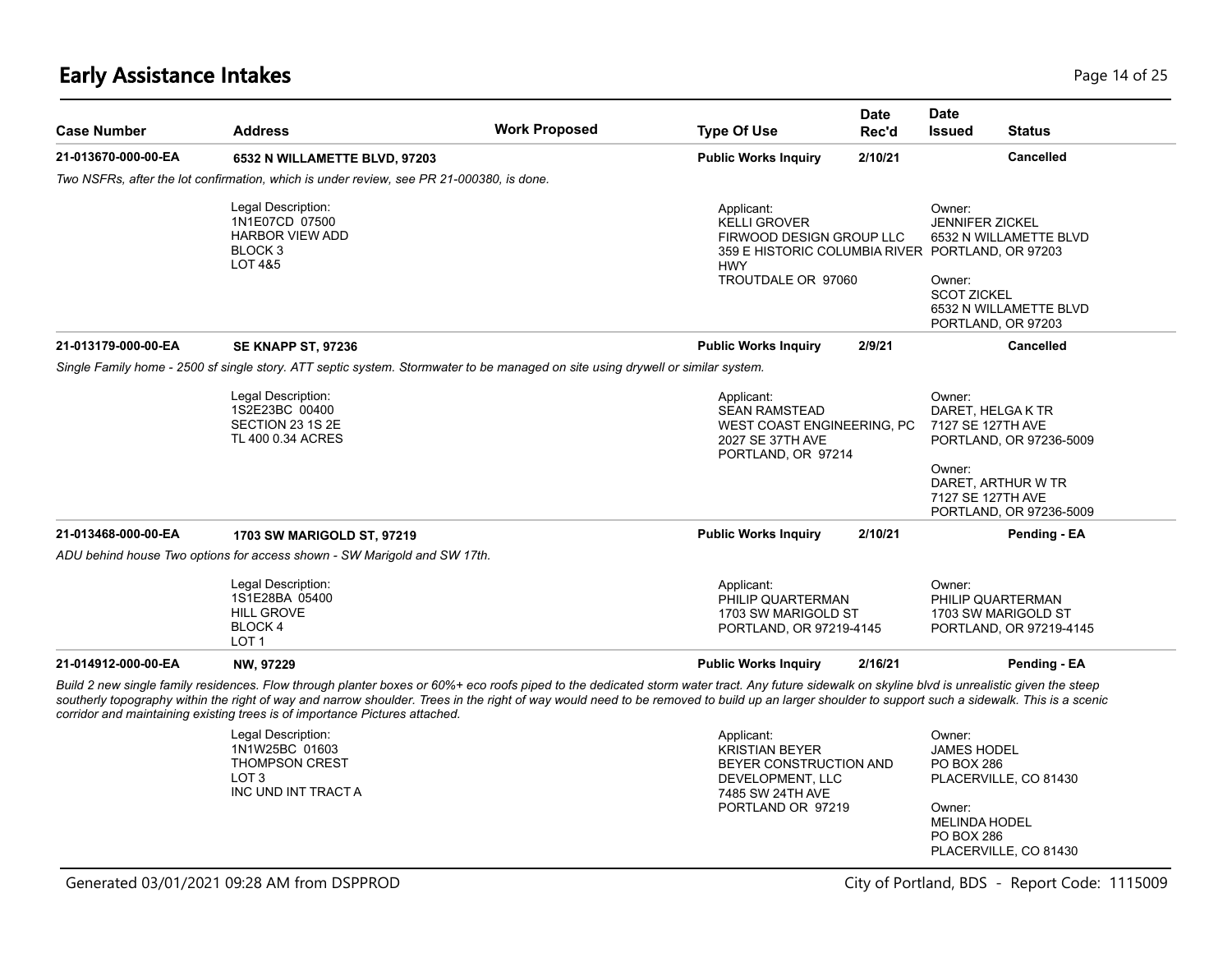# Early Assistance Intakes

| Case Number | Address | Work Proposed | Type Of Use | Date Rec'd | Date Issued | Status |
|---|---|---|---|---|---|---|
| **21-013670-000-00-EA** | **6532 N WILLAMETTE BLVD, 97203** | | **Public Works Inquiry** | **2/10/21** | | **Cancelled** |

*Two NSFRs, after the lot confirmation, which is under review, see PR 21-000380, is done.*

Legal Description:
1N1E07CD 07500
HARBOR VIEW ADD
BLOCK 3
LOT 4&5

Applicant:
KELLI GROVER
FIRWOOD DESIGN GROUP LLC
359 E HISTORIC COLUMBIA RIVER HWY
TROUTDALE OR 97060

Owner:
JENNIFER ZICKEL
6532 N WILLAMETTE BLVD
PORTLAND, OR 97203

Owner:
SCOT ZICKEL
6532 N WILLAMETTE BLVD
PORTLAND, OR 97203

| Case Number | Address | Work Proposed | Type Of Use | Date Rec'd | Date Issued | Status |
|---|---|---|---|---|---|---|
| **21-013179-000-00-EA** | **SE KNAPP ST, 97236** | | **Public Works Inquiry** | **2/9/21** | | **Cancelled** |

*Single Family home - 2500 sf single story. ATT septic system. Stormwater to be managed on site using drywell or similar system.*

Legal Description:
1S2E23BC 00400
SECTION 23 1S 2E
TL 400 0.34 ACRES

Applicant:
SEAN RAMSTEAD
WEST COAST ENGINEERING, PC
2027 SE 37TH AVE
PORTLAND, OR 97214

Owner:
DARET, HELGA K TR
7127 SE 127TH AVE
PORTLAND, OR 97236-5009

Owner:
DARET, ARTHUR W TR
7127 SE 127TH AVE
PORTLAND, OR 97236-5009

| Case Number | Address | Work Proposed | Type Of Use | Date Rec'd | Date Issued | Status |
|---|---|---|---|---|---|---|
| **21-013468-000-00-EA** | **1703 SW MARIGOLD ST, 97219** | | **Public Works Inquiry** | **2/10/21** | | **Pending - EA** |

*ADU behind house Two options for access shown - SW Marigold and SW 17th.*

Legal Description:
1S1E28BA 05400
HILL GROVE
BLOCK 4
LOT 1

Applicant:
PHILIP QUARTERMAN
1703 SW MARIGOLD ST
PORTLAND, OR 97219-4145

Owner:
PHILIP QUARTERMAN
1703 SW MARIGOLD ST
PORTLAND, OR 97219-4145

| Case Number | Address | Work Proposed | Type Of Use | Date Rec'd | Date Issued | Status |
|---|---|---|---|---|---|---|
| **21-014912-000-00-EA** | **NW, 97229** | | **Public Works Inquiry** | **2/16/21** | | **Pending - EA** |

*Build 2 new single family residences. Flow through planter boxes or 60%+ eco roofs piped to the dedicated storm water tract. Any future sidewalk on skyline blvd is unrealistic given the steep southerly topography within the right of way and narrow shoulder. Trees in the right of way would need to be removed to build up an larger shoulder to support such a sidewalk. This is a scenic corridor and maintaining existing trees is of importance Pictures attached.*

Legal Description:
1N1W25BC 01603
THOMPSON CREST
LOT 3
INC UND INT TRACT A

Applicant:
KRISTIAN BEYER
BEYER CONSTRUCTION AND DEVELOPMENT, LLC
7485 SW 24TH AVE
PORTLAND OR 97219

Owner:
JAMES HODEL
PO BOX 286
PLACERVILLE, CO 81430

Owner:
MELINDA HODEL
PO BOX 286
PLACERVILLE, CO 81430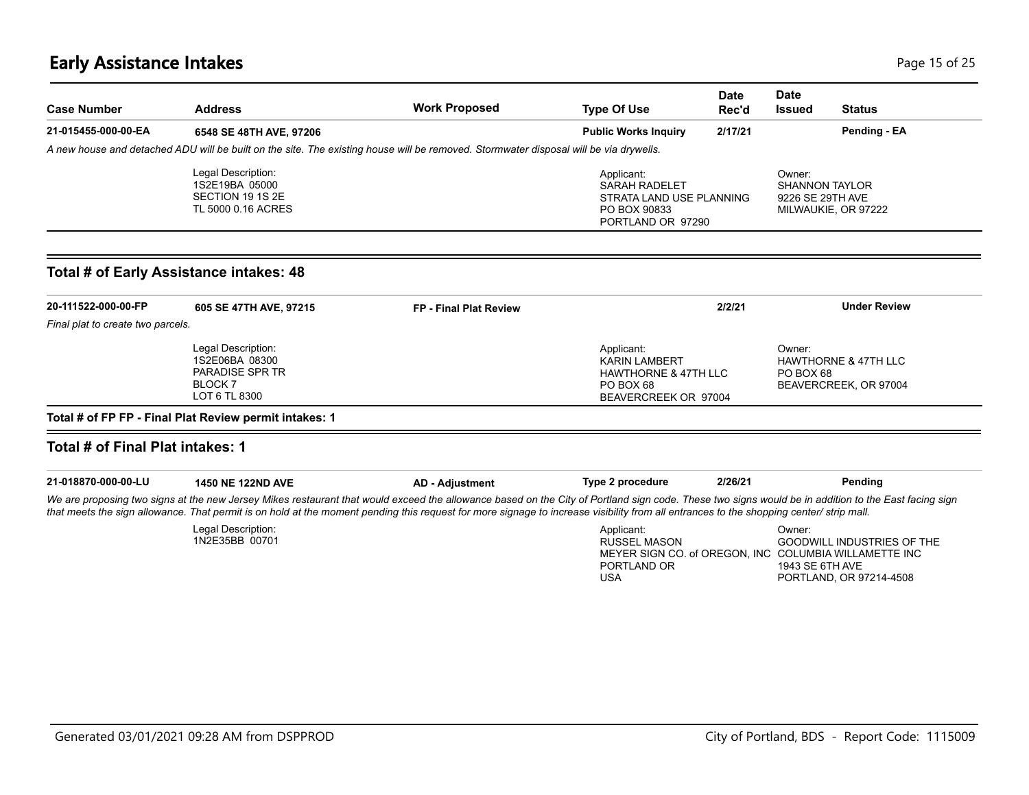# Early Assistance Intakes

| Case Number | Address | Work Proposed | Type Of Use | Date Rec'd | Date Issued | Status |
|---|---|---|---|---|---|---|
| **21-015455-000-00-EA** | **6548 SE 48TH AVE, 97206** | | **Public Works Inquiry** | **2/17/21** | | **Pending - EA** |

*A new house and detached ADU will be built on the site. The existing house will be removed. Stormwater disposal will be via drywells.*

Legal Description:
1S2E19BA 05000
SECTION 19 1S 2E
TL 5000 0.16 ACRES

Applicant:
SARAH RADELET
STRATA LAND USE PLANNING
PO BOX 90833
PORTLAND OR 97290

Owner:
SHANNON TAYLOR
9226 SE 29TH AVE
MILWAUKIE, OR 97222

## Total # of Early Assistance intakes: 48

| Case Number | Address | Work Proposed | Type Of Use | Date Rec'd | Date Issued | Status |
|---|---|---|---|---|---|---|
| **20-111522-000-00-FP** | **605 SE 47TH AVE, 97215** | **FP - Final Plat Review** | | **2/2/21** | | **Under Review** |

*Final plat to create two parcels.*

Legal Description:
1S2E06BA 08300
PARADISE SPR TR
BLOCK 7
LOT 6 TL 8300

Applicant:
KARIN LAMBERT
HAWTHORNE & 47TH LLC
PO BOX 68
BEAVERCREEK OR 97004

Owner:
HAWTHORNE & 47TH LLC
PO BOX 68
BEAVERCREEK, OR 97004

**Total # of FP FP - Final Plat Review permit intakes: 1**

## Total # of Final Plat intakes: 1

| Case Number | Address | Work Proposed | Type Of Use | Date Rec'd | Date Issued | Status |
|---|---|---|---|---|---|---|
| **21-018870-000-00-LU** | **1450 NE 122ND AVE** | **AD - Adjustment** | **Type 2 procedure** | **2/26/21** | | **Pending** |

*We are proposing two signs at the new Jersey Mikes restaurant that would exceed the allowance based on the City of Portland sign code. These two signs would be in addition to the East facing sign that meets the sign allowance. That permit is on hold at the moment pending this request for more signage to increase visibility from all entrances to the shopping center/ strip mall.*

Legal Description:
1N2E35BB 00701

Applicant:
RUSSEL MASON
MEYER SIGN CO. of OREGON, INC
PORTLAND OR
USA

Owner:
GOODWILL INDUSTRIES OF THE
COLUMBIA WILLAMETTE INC
1943 SE 6TH AVE
PORTLAND, OR 97214-4508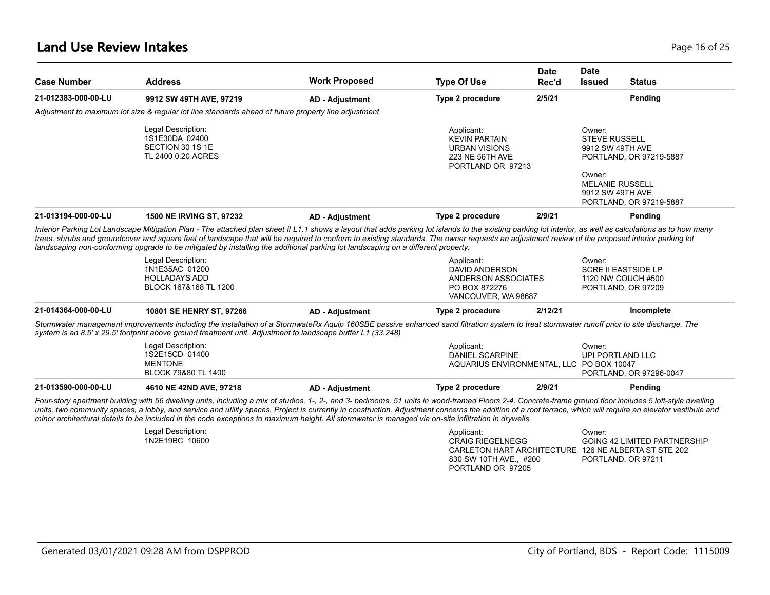# Land Use Review Intakes

| Case Number | Address | Work Proposed | Type Of Use | Date Rec'd | Date Issued | Status |
|---|---|---|---|---|---|---|
| 21-012383-000-00-LU | 9912 SW 49TH AVE, 97219 | AD - Adjustment | Type 2 procedure | 2/5/21 | | Pending |

*Adjustment to maximum lot size & regular lot line standards ahead of future property line adjustment*

Legal Description:
1S1E30DA 02400
SECTION 30 1S 1E
TL 2400 0.20 ACRES

Applicant:
KEVIN PARTAIN
URBAN VISIONS
223 NE 56TH AVE
PORTLAND OR 97213

Owner:
STEVE RUSSELL
9912 SW 49TH AVE
PORTLAND, OR 97219-5887

Owner:
MELANIE RUSSELL
9912 SW 49TH AVE
PORTLAND, OR 97219-5887

| Case Number | Address | Work Proposed | Type Of Use | Date Rec'd | Date Issued | Status |
|---|---|---|---|---|---|---|
| 21-013194-000-00-LU | 1500 NE IRVING ST, 97232 | AD - Adjustment | Type 2 procedure | 2/9/21 | | Pending |

*Interior Parking Lot Landscape Mitigation Plan - The attached plan sheet # L1.1 shows a layout that adds parking lot islands to the existing parking lot interior, as well as calculations as to how many trees, shrubs and groundcover and square feet of landscape that will be required to conform to existing standards. The owner requests an adjustment review of the proposed interior parking lot landscaping non-conforming upgrade to be mitigated by installing the additional parking lot landscaping on a different property.*

Legal Description:
1N1E35AC 01200
HOLLADAYS ADD
BLOCK 167&168 TL 1200

Applicant:
DAVID ANDERSON
ANDERSON ASSOCIATES
PO BOX 872276
VANCOUVER, WA 98687

Owner:
SCRE II EASTSIDE LP
1120 NW COUCH #500
PORTLAND, OR 97209

| Case Number | Address | Work Proposed | Type Of Use | Date Rec'd | Date Issued | Status |
|---|---|---|---|---|---|---|
| 21-014364-000-00-LU | 10801 SE HENRY ST, 97266 | AD - Adjustment | Type 2 procedure | 2/12/21 | | Incomplete |

*Stormwater management improvements including the installation of a StormwateRx Aquip 160SBE passive enhanced sand filtration system to treat stormwater runoff prior to site discharge. The system is an 8.5' x 29.5' footprint above ground treatment unit. Adjustment to landscape buffer L1 (33.248)*

Legal Description:
1S2E15CD 01400
MENTONE
BLOCK 79&80 TL 1400

Applicant:
DANIEL SCARPINE
AQUARIUS ENVIRONMENTAL, LLC

Owner:
UPI PORTLAND LLC
PO BOX 10047
PORTLAND, OR 97296-0047

| Case Number | Address | Work Proposed | Type Of Use | Date Rec'd | Date Issued | Status |
|---|---|---|---|---|---|---|
| 21-013590-000-00-LU | 4610 NE 42ND AVE, 97218 | AD - Adjustment | Type 2 procedure | 2/9/21 | | Pending |

*Four-story apartment building with 56 dwelling units, including a mix of studios, 1-, 2-, and 3- bedrooms. 51 units in wood-framed Floors 2-4. Concrete-frame ground floor includes 5 loft-style dwelling units, two community spaces, a lobby, and service and utility spaces. Project is currently in construction. Adjustment concerns the addition of a roof terrace, which will require an elevator vestibule and minor architectural details to be included in the code exceptions to maximum height. All stormwater is managed via on-site infiltration in drywells.*

Legal Description:
1N2E19BC 10600

Applicant:
CRAIG RIEGELNEGG
CARLETON HART ARCHITECTURE
830 SW 10TH AVE., #200
PORTLAND OR 97205

Owner:
GOING 42 LIMITED PARTNERSHIP
126 NE ALBERTA ST STE 202
PORTLAND, OR 97211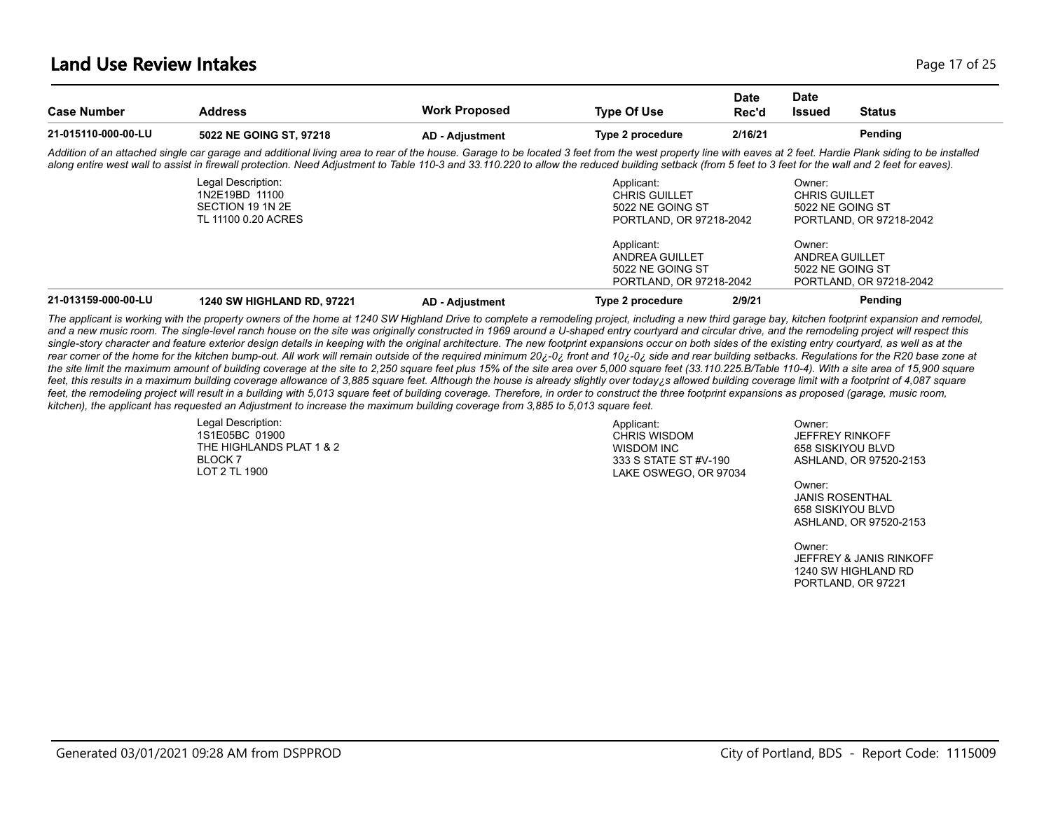## Land Use Review Intakes

| Case Number | Address | Work Proposed | Type Of Use | Date Rec'd | Date Issued | Status |
|---|---|---|---|---|---|---|
| 21-015110-000-00-LU | 5022 NE GOING ST, 97218 | AD - Adjustment | Type 2 procedure | 2/16/21 | | Pending |

*Addition of an attached single car garage and additional living area to rear of the house. Garage to be located 3 feet from the west property line with eaves at 2 feet. Hardie Plank siding to be installed along entire west wall to assist in firewall protection. Need Adjustment to Table 110-3 and 33.110.220 to allow the reduced building setback (from 5 feet to 3 feet for the wall and 2 feet for eaves).*

Legal Description:
1N2E19BD 11100
SECTION 19 1N 2E
TL 11100 0.20 ACRES

Applicant:
CHRIS GUILLET
5022 NE GOING ST
PORTLAND, OR 97218-2042

Owner:
CHRIS GUILLET
5022 NE GOING ST
PORTLAND, OR 97218-2042

Applicant:
ANDREA GUILLET
5022 NE GOING ST
PORTLAND, OR 97218-2042

Owner:
ANDREA GUILLET
5022 NE GOING ST
PORTLAND, OR 97218-2042

| Case Number | Address | Work Proposed | Type Of Use | Date Rec'd | Date Issued | Status |
|---|---|---|---|---|---|---|
| 21-013159-000-00-LU | 1240 SW HIGHLAND RD, 97221 | AD - Adjustment | Type 2 procedure | 2/9/21 | | Pending |

*The applicant is working with the property owners of the home at 1240 SW Highland Drive to complete a remodeling project, including a new third garage bay, kitchen footprint expansion and remodel, and a new music room. The single-level ranch house on the site was originally constructed in 1969 around a U-shaped entry courtyard and circular drive, and the remodeling project will respect this single-story character and feature exterior design details in keeping with the original architecture. The new footprint expansions occur on both sides of the existing entry courtyard, as well as at the rear corner of the home for the kitchen bump-out. All work will remain outside of the required minimum 20¿-0¿ front and 10¿-0¿ side and rear building setbacks. Regulations for the R20 base zone at the site limit the maximum amount of building coverage at the site to 2,250 square feet plus 15% of the site area over 5,000 square feet (33.110.225.B/Table 110-4). With a site area of 15,900 square feet, this results in a maximum building coverage allowance of 3,885 square feet. Although the house is already slightly over today¿s allowed building coverage limit with a footprint of 4,087 square feet, the remodeling project will result in a building with 5,013 square feet of building coverage. Therefore, in order to construct the three footprint expansions as proposed (garage, music room, kitchen), the applicant has requested an Adjustment to increase the maximum building coverage from 3,885 to 5,013 square feet.*

Legal Description:
1S1E05BC 01900
THE HIGHLANDS PLAT 1 & 2
BLOCK 7
LOT 2 TL 1900

Applicant:
CHRIS WISDOM
WISDOM INC
333 S STATE ST #V-190
LAKE OSWEGO, OR 97034

Owner:
JEFFREY RINKOFF
658 SISKIYOU BLVD
ASHLAND, OR 97520-2153

Owner:
JANIS ROSENTHAL
658 SISKIYOU BLVD
ASHLAND, OR 97520-2153

Owner:
JEFFREY & JANIS RINKOFF
1240 SW HIGHLAND RD
PORTLAND, OR 97221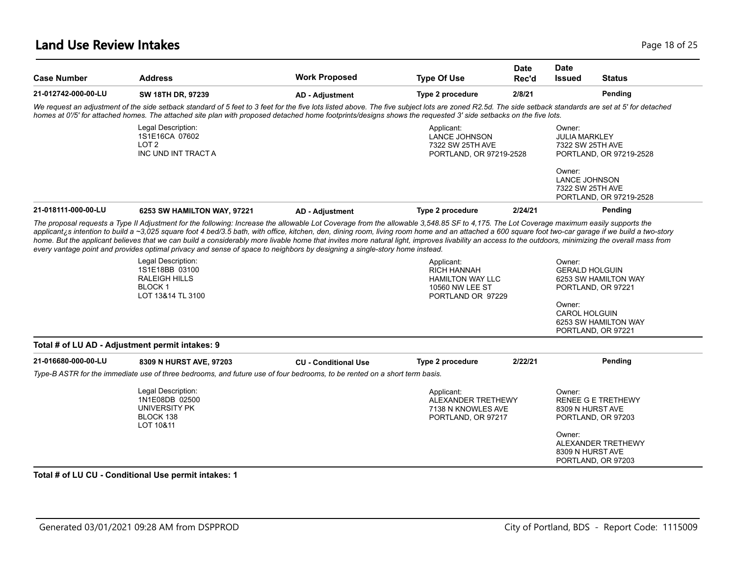# Land Use Review Intakes

| Case Number | Address | Work Proposed | Type Of Use | Date Rec'd | Date Issued | Status |
|---|---|---|---|---|---|---|
| 21-012742-000-00-LU | SW 18TH DR, 97239 | AD - Adjustment | Type 2 procedure | 2/8/21 | | Pending |

*We request an adjustment of the side setback standard of 5 feet to 3 feet for the five lots listed above. The five subject lots are zoned R2.5d. The side setback standards are set at 5' for detached homes at 0'/5' for attached homes. The attached site plan with proposed detached home footprints/designs shows the requested 3' side setbacks on the five lots.*

Legal Description:
1S1E16CA 07602
LOT 2
INC UND INT TRACT A

Applicant:
LANCE JOHNSON
7322 SW 25TH AVE
PORTLAND, OR 97219-2528

Owner:
JULIA MARKLEY
7322 SW 25TH AVE
PORTLAND, OR 97219-2528

Owner:
LANCE JOHNSON
7322 SW 25TH AVE
PORTLAND, OR 97219-2528

| Case Number | Address | Work Proposed | Type Of Use | Date Rec'd | Date Issued | Status |
|---|---|---|---|---|---|---|
| 21-018111-000-00-LU | 6253 SW HAMILTON WAY, 97221 | AD - Adjustment | Type 2 procedure | 2/24/21 | | Pending |

*The proposal requests a Type II Adjustment for the following: Increase the allowable Lot Coverage from the allowable 3,548.85 SF to 4,175. The Lot Coverage maximum easily supports the applicant¿s intention to build a ~3,025 square foot 4 bed/3.5 bath, with office, kitchen, den, dining room, living room home and an attached a 600 square foot two-car garage if we build a two-story home. But the applicant believes that we can build a considerably more livable home that invites more natural light, improves livability an access to the outdoors, minimizing the overall mass from every vantage point and provides optimal privacy and sense of space to neighbors by designing a single-story home instead.*

Legal Description:
1S1E18BB 03100
RALEIGH HILLS
BLOCK 1
LOT 13&14 TL 3100

Applicant:
RICH HANNAH
HAMILTON WAY LLC
10560 NW LEE ST
PORTLAND OR 97229

Owner:
GERALD HOLGUIN
6253 SW HAMILTON WAY
PORTLAND, OR 97221

Owner:
CAROL HOLGUIN
6253 SW HAMILTON WAY
PORTLAND, OR 97221

**Total # of LU AD - Adjustment permit intakes: 9**

| Case Number | Address | Work Proposed | Type Of Use | Date Rec'd | Date Issued | Status |
|---|---|---|---|---|---|---|
| 21-016680-000-00-LU | 8309 N HURST AVE, 97203 | CU - Conditional Use | Type 2 procedure | 2/22/21 | | Pending |

*Type-B ASTR for the immediate use of three bedrooms, and future use of four bedrooms, to be rented on a short term basis.*

Legal Description:
1N1E08DB 02500
UNIVERSITY PK
BLOCK 138
LOT 10&11

Applicant:
ALEXANDER TRETHEWY
7138 N KNOWLES AVE
PORTLAND, OR 97217

Owner:
RENEE G E TRETHEWY
8309 N HURST AVE
PORTLAND, OR 97203

Owner:
ALEXANDER TRETHEWY
8309 N HURST AVE
PORTLAND, OR 97203

**Total # of LU CU - Conditional Use permit intakes: 1**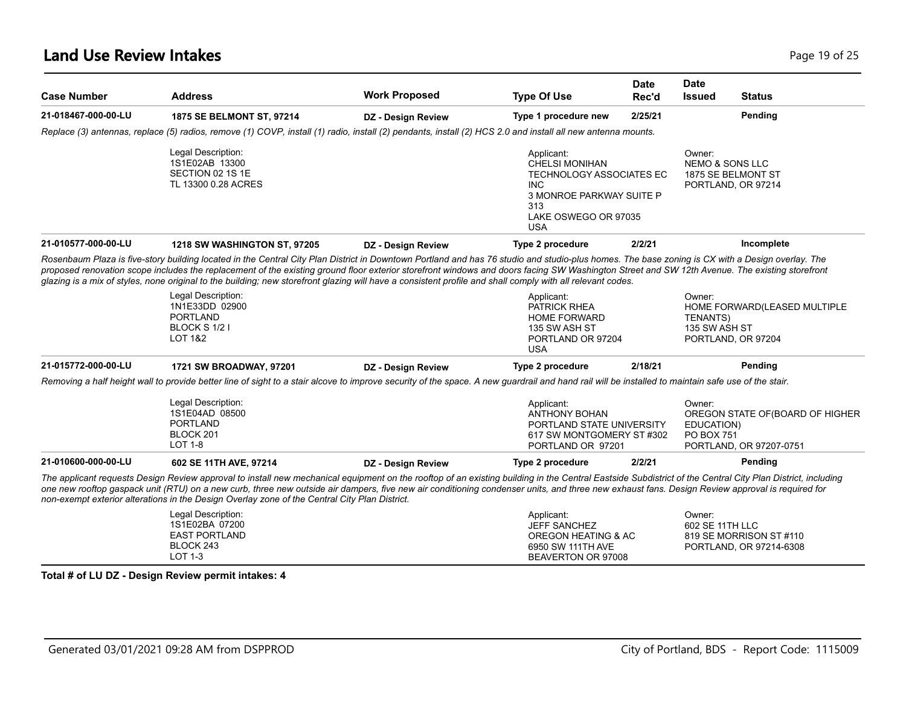# Land Use Review Intakes

| Case Number | Address | Work Proposed | Type Of Use | Date Rec'd | Date Issued | Status |
|---|---|---|---|---|---|---|
| 21-018467-000-00-LU | 1875 SE BELMONT ST, 97214 | DZ - Design Review | Type 1 procedure new | 2/25/21 | | Pending |

*Replace (3) antennas, replace (5) radios, remove (1) COVP, install (1) radio, install (2) pendants, install (2) HCS 2.0 and install all new antenna mounts.*

Legal Description:
1S1E02AB 13300
SECTION 02 1S 1E
TL 13300 0.28 ACRES

Applicant:
CHELSI MONIHAN
TECHNOLOGY ASSOCIATES EC INC
3 MONROE PARKWAY SUITE P 313
LAKE OSWEGO OR 97035
USA

Owner:
NEMO & SONS LLC
1875 SE BELMONT ST
PORTLAND, OR 97214

| Case Number | Address | Work Proposed | Type Of Use | Date Rec'd | Date Issued | Status |
|---|---|---|---|---|---|---|
| 21-010577-000-00-LU | 1218 SW WASHINGTON ST, 97205 | DZ - Design Review | Type 2 procedure | 2/2/21 | | Incomplete |

*Rosenbaum Plaza is five-story building located in the Central City Plan District in Downtown Portland and has 76 studio and studio-plus homes. The base zoning is CX with a Design overlay. The proposed renovation scope includes the replacement of the existing ground floor exterior storefront windows and doors facing SW Washington Street and SW 12th Avenue. The existing storefront glazing is a mix of styles, none original to the building; new storefront glazing will have a consistent profile and shall comply with all relevant codes.*

Legal Description:
1N1E33DD 02900
PORTLAND
BLOCK S 1/2 I
LOT 1&2

Applicant:
PATRICK RHEA
HOME FORWARD
135 SW ASH ST
PORTLAND OR 97204
USA

Owner:
HOME FORWARD(LEASED MULTIPLE TENANTS)
135 SW ASH ST
PORTLAND, OR 97204

| Case Number | Address | Work Proposed | Type Of Use | Date Rec'd | Date Issued | Status |
|---|---|---|---|---|---|---|
| 21-015772-000-00-LU | 1721 SW BROADWAY, 97201 | DZ - Design Review | Type 2 procedure | 2/18/21 | | Pending |

*Removing a half height wall to provide better line of sight to a stair alcove to improve security of the space. A new guardrail and hand rail will be installed to maintain safe use of the stair.*

Legal Description:
1S1E04AD 08500
PORTLAND
BLOCK 201
LOT 1-8

Applicant:
ANTHONY BOHAN
PORTLAND STATE UNIVERSITY
617 SW MONTGOMERY ST #302
PORTLAND OR 97201

Owner:
OREGON STATE OF(BOARD OF HIGHER EDUCATION)
PO BOX 751
PORTLAND, OR 97207-0751

| Case Number | Address | Work Proposed | Type Of Use | Date Rec'd | Date Issued | Status |
|---|---|---|---|---|---|---|
| 21-010600-000-00-LU | 602 SE 11TH AVE, 97214 | DZ - Design Review | Type 2 procedure | 2/2/21 | | Pending |

*The applicant requests Design Review approval to install new mechanical equipment on the rooftop of an existing building in the Central Eastside Subdistrict of the Central City Plan District, including one new rooftop gaspack unit (RTU) on a new curb, three new outside air dampers, five new air conditioning condenser units, and three new exhaust fans. Design Review approval is required for non-exempt exterior alterations in the Design Overlay zone of the Central City Plan District.*

Legal Description:
1S1E02BA 07200
EAST PORTLAND
BLOCK 243
LOT 1-3

Applicant:
JEFF SANCHEZ
OREGON HEATING & AC
6950 SW 111TH AVE
BEAVERTON OR 97008

Owner:
602 SE 11TH LLC
819 SE MORRISON ST #110
PORTLAND, OR 97214-6308

**Total # of LU DZ - Design Review permit intakes: 4**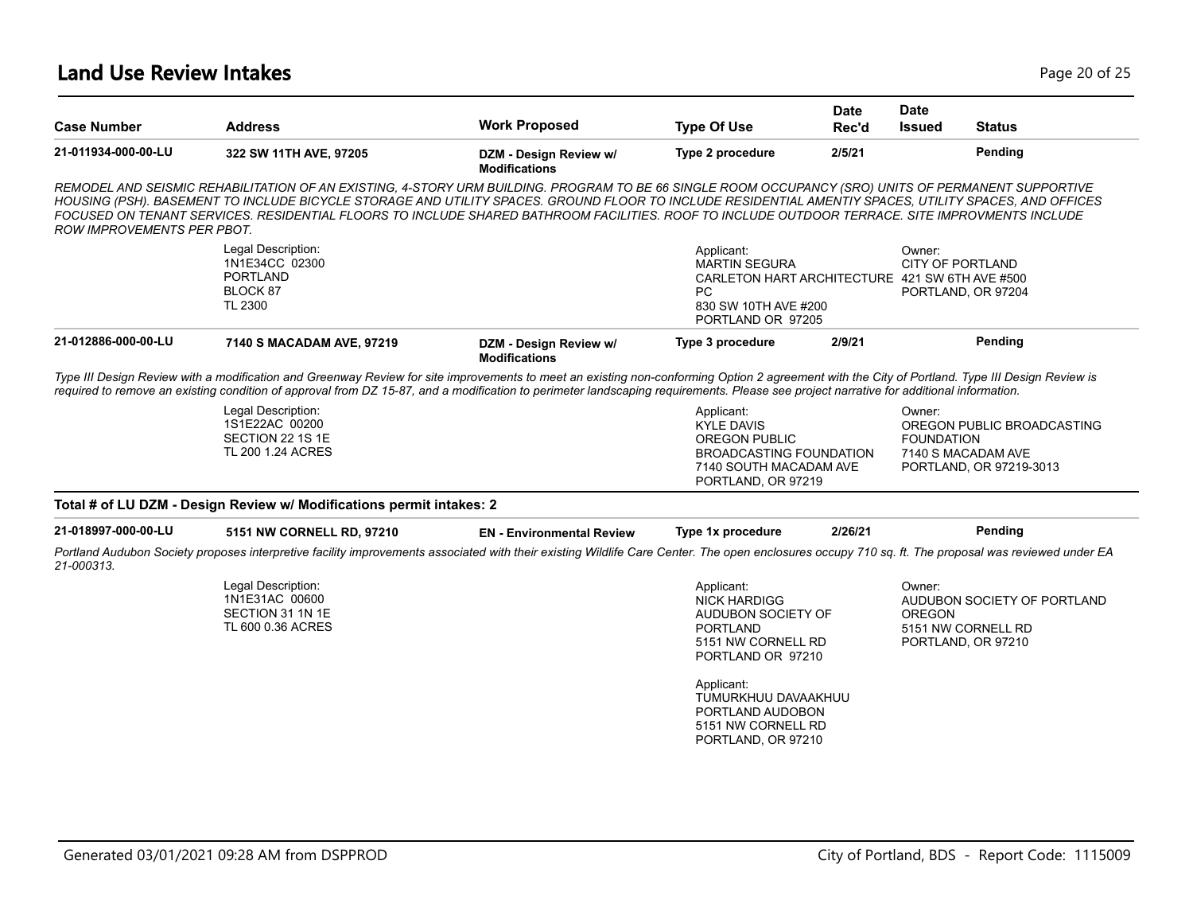# Land Use Review Intakes

| Case Number | Address | Work Proposed | Type Of Use | Date Rec'd | Date Issued | Status |
|---|---|---|---|---|---|---|
| 21-011934-000-00-LU | 322 SW 11TH AVE, 97205 | DZM - Design Review w/ Modifications | Type 2 procedure | 2/5/21 | | Pending |

*REMODEL AND SEISMIC REHABILITATION OF AN EXISTING, 4-STORY URM BUILDING. PROGRAM TO BE 66 SINGLE ROOM OCCUPANCY (SRO) UNITS OF PERMANENT SUPPORTIVE HOUSING (PSH). BASEMENT TO INCLUDE BICYCLE STORAGE AND UTILITY SPACES. GROUND FLOOR TO INCLUDE RESIDENTIAL AMENTIY SPACES, UTILITY SPACES, AND OFFICES FOCUSED ON TENANT SERVICES. RESIDENTIAL FLOORS TO INCLUDE SHARED BATHROOM FACILITIES. ROOF TO INCLUDE OUTDOOR TERRACE. SITE IMPROVMENTS INCLUDE ROW IMPROVEMENTS PER PBOT.*

Legal Description:
1N1E34CC 02300
PORTLAND
BLOCK 87
TL 2300

Applicant:
MARTIN SEGURA
CARLETON HART ARCHITECTURE PC
830 SW 10TH AVE #200
PORTLAND OR 97205

Owner:
CITY OF PORTLAND
421 SW 6TH AVE #500
PORTLAND, OR 97204

| Case Number | Address | Work Proposed | Type Of Use | Date Rec'd | Date Issued | Status |
|---|---|---|---|---|---|---|
| 21-012886-000-00-LU | 7140 S MACADAM AVE, 97219 | DZM - Design Review w/ Modifications | Type 3 procedure | 2/9/21 | | Pending |

*Type III Design Review with a modification and Greenway Review for site improvements to meet an existing non-conforming Option 2 agreement with the City of Portland. Type III Design Review is required to remove an existing condition of approval from DZ 15-87, and a modification to perimeter landscaping requirements. Please see project narrative for additional information.*

Legal Description:
1S1E22AC 00200
SECTION 22 1S 1E
TL 200 1.24 ACRES

Applicant:
KYLE DAVIS
OREGON PUBLIC BROADCASTING FOUNDATION
7140 SOUTH MACADAM AVE
PORTLAND, OR 97219

Owner:
OREGON PUBLIC BROADCASTING FOUNDATION
7140 S MACADAM AVE
PORTLAND, OR 97219-3013

**Total # of LU DZM - Design Review w/ Modifications permit intakes: 2**

| Case Number | Address | Work Proposed | Type Of Use | Date Rec'd | Date Issued | Status |
|---|---|---|---|---|---|---|
| 21-018997-000-00-LU | 5151 NW CORNELL RD, 97210 | EN - Environmental Review | Type 1x procedure | 2/26/21 | | Pending |

*Portland Audubon Society proposes interpretive facility improvements associated with their existing Wildlife Care Center. The open enclosures occupy 710 sq. ft. The proposal was reviewed under EA 21-000313.*

Legal Description:
1N1E31AC 00600
SECTION 31 1N 1E
TL 600 0.36 ACRES

Applicant:
NICK HARDIGG
AUDUBON SOCIETY OF PORTLAND
5151 NW CORNELL RD
PORTLAND OR 97210

Applicant:
TUMURKHUU DAVAAKHUU
PORTLAND AUDOBON
5151 NW CORNELL RD
PORTLAND, OR 97210

Owner:
AUDUBON SOCIETY OF PORTLAND OREGON
5151 NW CORNELL RD
PORTLAND, OR 97210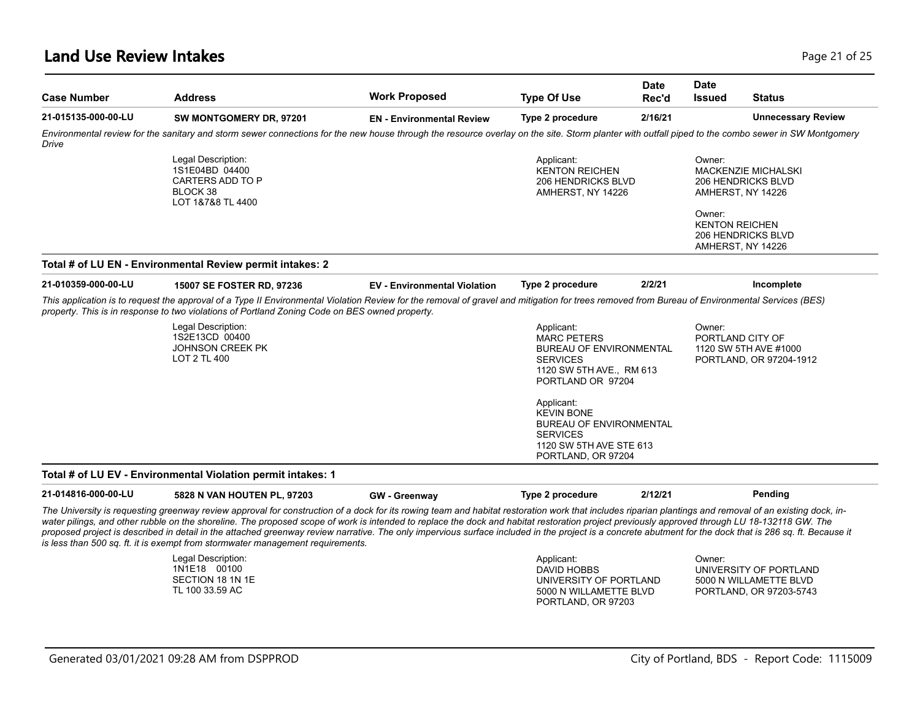## Land Use Review Intakes

| Case Number | Address | Work Proposed | Type Of Use | Date Rec'd | Date Issued | Status |
|---|---|---|---|---|---|---|
| 21-015135-000-00-LU | SW MONTGOMERY DR, 97201 | EN - Environmental Review | Type 2 procedure | 2/16/21 | | Unnecessary Review |

*Environmental review for the sanitary and storm sewer connections for the new house through the resource overlay on the site. Storm planter with outfall piped to the combo sewer in SW Montgomery Drive*

Legal Description:
1S1E04BD 04400
CARTERS ADD TO P
BLOCK 38
LOT 1&7&8 TL 4400

Applicant:
KENTON REICHEN
206 HENDRICKS BLVD
AMHERST, NY 14226

Owner:
MACKENZIE MICHALSKI
206 HENDRICKS BLVD
AMHERST, NY 14226

Owner:
KENTON REICHEN
206 HENDRICKS BLVD
AMHERST, NY 14226

**Total # of LU EN - Environmental Review permit intakes: 2**

| Case Number | Address | Work Proposed | Type Of Use | Date Rec'd | Date Issued | Status |
|---|---|---|---|---|---|---|
| 21-010359-000-00-LU | 15007 SE FOSTER RD, 97236 | EV - Environmental Violation | Type 2 procedure | 2/2/21 | | Incomplete |

*This application is to request the approval of a Type II Environmental Violation Review for the removal of gravel and mitigation for trees removed from Bureau of Environmental Services (BES) property. This is in response to two violations of Portland Zoning Code on BES owned property.*

Legal Description:
1S2E13CD 00400
JOHNSON CREEK PK
LOT 2 TL 400

Applicant:
MARC PETERS
BUREAU OF ENVIRONMENTAL SERVICES
1120 SW 5TH AVE., RM 613
PORTLAND OR 97204

Applicant:
KEVIN BONE
BUREAU OF ENVIRONMENTAL SERVICES
1120 SW 5TH AVE STE 613
PORTLAND, OR 97204

Owner:
PORTLAND CITY OF
1120 SW 5TH AVE #1000
PORTLAND, OR 97204-1912

**Total # of LU EV - Environmental Violation permit intakes: 1**

| Case Number | Address | Work Proposed | Type Of Use | Date Rec'd | Date Issued | Status |
|---|---|---|---|---|---|---|
| 21-014816-000-00-LU | 5828 N VAN HOUTEN PL, 97203 | GW - Greenway | Type 2 procedure | 2/12/21 | | Pending |

*The University is requesting greenway review approval for construction of a dock for its rowing team and habitat restoration work that includes riparian plantings and removal of an existing dock, in-water pilings, and other rubble on the shoreline. The proposed scope of work is intended to replace the dock and habitat restoration project previously approved through LU 18-132118 GW. The proposed project is described in detail in the attached greenway review narrative. The only impervious surface included in the project is a concrete abutment for the dock that is 286 sq. ft. Because it is less than 500 sq. ft. it is exempt from stormwater management requirements.*

Legal Description:
1N1E18 00100
SECTION 18 1N 1E
TL 100 33.59 AC

Applicant:
DAVID HOBBS
UNIVERSITY OF PORTLAND
5000 N WILLAMETTE BLVD
PORTLAND, OR 97203

Owner:
UNIVERSITY OF PORTLAND
5000 N WILLAMETTE BLVD
PORTLAND, OR 97203-5743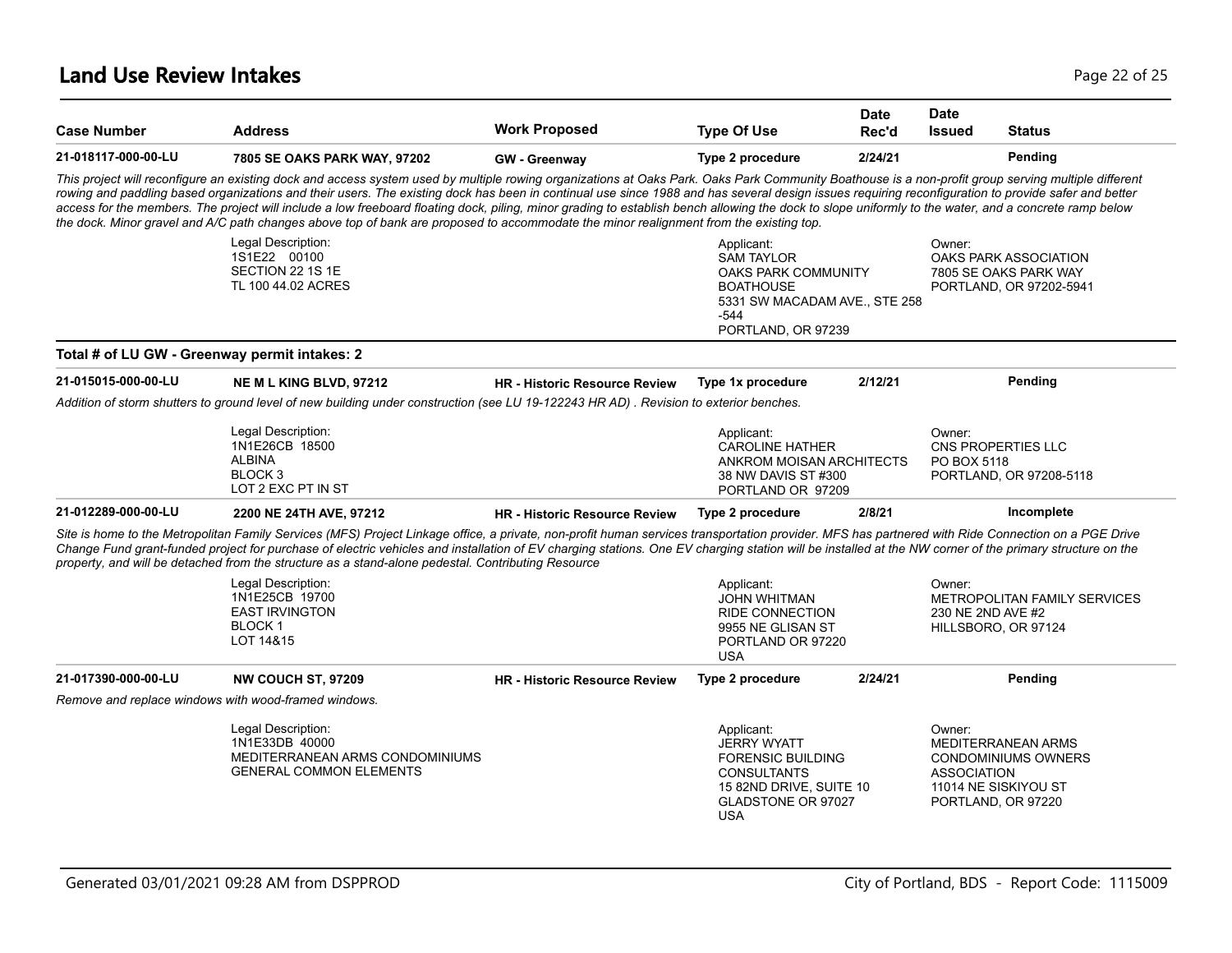# Land Use Review Intakes

| Case Number | Address | Work Proposed | Type Of Use | Date Rec'd | Date Issued | Status |
|---|---|---|---|---|---|---|
| 21-018117-000-00-LU | 7805 SE OAKS PARK WAY, 97202 | GW - Greenway | Type 2 procedure | 2/24/21 | | Pending |

*This project will reconfigure an existing dock and access system used by multiple rowing organizations at Oaks Park. Oaks Park Community Boathouse is a non-profit group serving multiple different rowing and paddling based organizations and their users. The existing dock has been in continual use since 1988 and has several design issues requiring reconfiguration to provide safer and better access for the members. The project will include a low freeboard floating dock, piling, minor grading to establish bench allowing the dock to slope uniformly to the water, and a concrete ramp below the dock. Minor gravel and A/C path changes above top of bank are proposed to accommodate the minor realignment from the existing top.*

Legal Description:
1S1E22 00100
SECTION 22 1S 1E
TL 100 44.02 ACRES

Applicant:
SAM TAYLOR
OAKS PARK COMMUNITY BOATHOUSE
5331 SW MACADAM AVE., STE 258 -544
PORTLAND, OR 97239

Owner:
OAKS PARK ASSOCIATION
7805 SE OAKS PARK WAY
PORTLAND, OR 97202-5941

**Total # of LU GW - Greenway permit intakes: 2**

| Case Number | Address | Work Proposed | Type Of Use | Date Rec'd | Date Issued | Status |
|---|---|---|---|---|---|---|
| 21-015015-000-00-LU | NE M L KING BLVD, 97212 | HR - Historic Resource Review | Type 1x procedure | 2/12/21 | | Pending |

*Addition of storm shutters to ground level of new building under construction (see LU 19-122243 HR AD) . Revision to exterior benches.*

Legal Description:
1N1E26CB 18500
ALBINA
BLOCK 3
LOT 2 EXC PT IN ST

Applicant:
CAROLINE HATHER
ANKROM MOISAN ARCHITECTS
38 NW DAVIS ST #300
PORTLAND OR 97209

Owner:
CNS PROPERTIES LLC
PO BOX 5118
PORTLAND, OR 97208-5118

| Case Number | Address | Work Proposed | Type Of Use | Date Rec'd | Date Issued | Status |
|---|---|---|---|---|---|---|
| 21-012289-000-00-LU | 2200 NE 24TH AVE, 97212 | HR - Historic Resource Review | Type 2 procedure | 2/8/21 | | Incomplete |

*Site is home to the Metropolitan Family Services (MFS) Project Linkage office, a private, non-profit human services transportation provider. MFS has partnered with Ride Connection on a PGE Drive Change Fund grant-funded project for purchase of electric vehicles and installation of EV charging stations. One EV charging station will be installed at the NW corner of the primary structure on the property, and will be detached from the structure as a stand-alone pedestal. Contributing Resource*

Legal Description:
1N1E25CB 19700
EAST IRVINGTON
BLOCK 1
LOT 14&15

Applicant:
JOHN WHITMAN
RIDE CONNECTION
9955 NE GLISAN ST
PORTLAND OR 97220
USA

Owner:
METROPOLITAN FAMILY SERVICES
230 NE 2ND AVE #2
HILLSBORO, OR 97124

| Case Number | Address | Work Proposed | Type Of Use | Date Rec'd | Date Issued | Status |
|---|---|---|---|---|---|---|
| 21-017390-000-00-LU | NW COUCH ST, 97209 | HR - Historic Resource Review | Type 2 procedure | 2/24/21 | | Pending |

*Remove and replace windows with wood-framed windows.*

Legal Description:
1N1E33DB 40000
MEDITERRANEAN ARMS CONDOMINIUMS
GENERAL COMMON ELEMENTS

Applicant:
JERRY WYATT
FORENSIC BUILDING CONSULTANTS
15 82ND DRIVE, SUITE 10
GLADSTONE OR 97027
USA

Owner:
MEDITERRANEAN ARMS CONDOMINIUMS OWNERS ASSOCIATION
11014 NE SISKIYOU ST
PORTLAND, OR 97220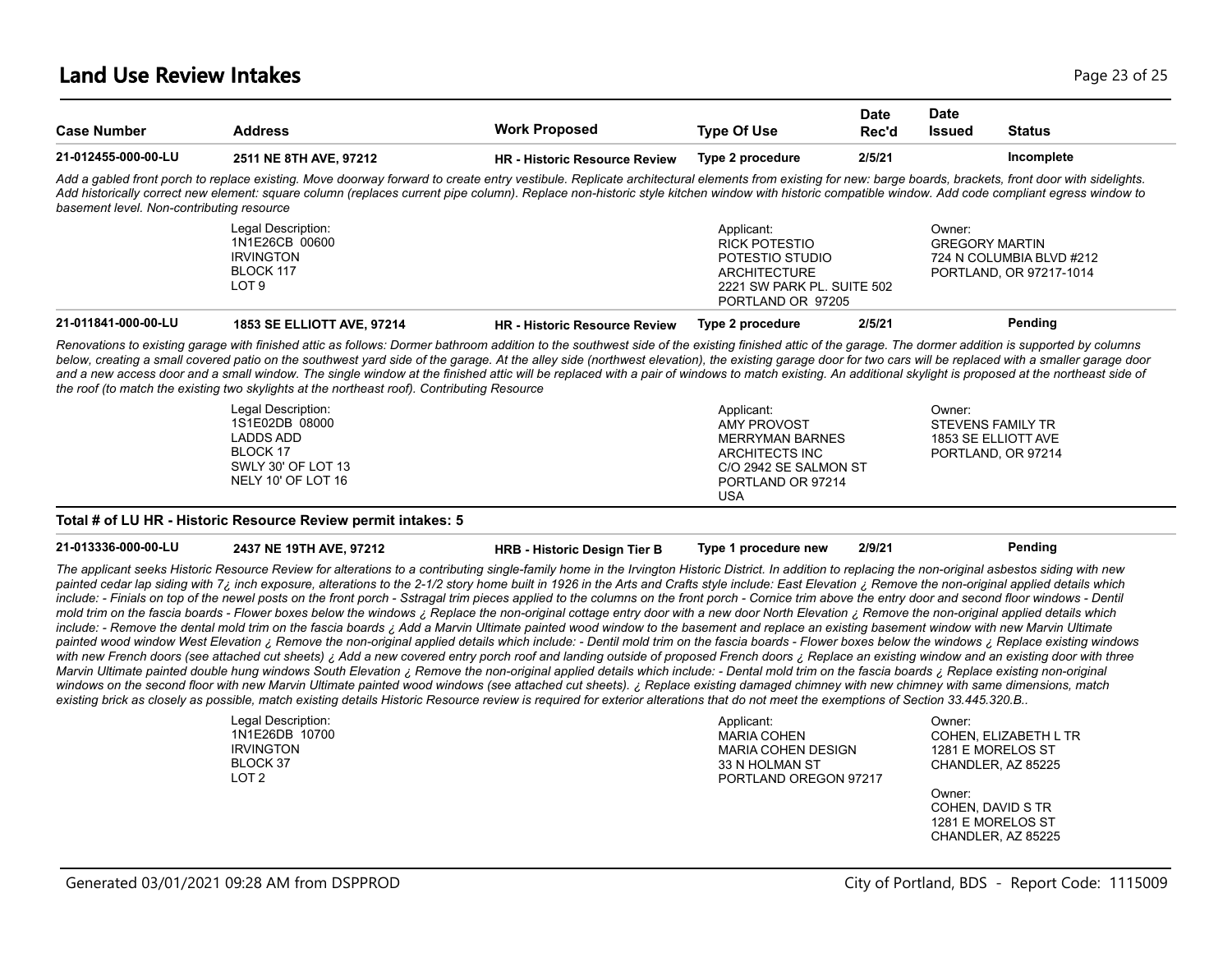## Land Use Review Intakes

| Case Number | Address | Work Proposed | Type Of Use | Date Rec'd | Date Issued | Status |
|---|---|---|---|---|---|---|
| 21-012455-000-00-LU | 2511 NE 8TH AVE, 97212 | HR - Historic Resource Review | Type 2 procedure | 2/5/21 | | Incomplete |

*Add a gabled front porch to replace existing. Move doorway forward to create entry vestibule. Replicate architectural elements from existing for new: barge boards, brackets, front door with sidelights. Add historically correct new element: square column (replaces current pipe column). Replace non-historic style kitchen window with historic compatible window. Add code compliant egress window to basement level. Non-contributing resource*

Legal Description:
1N1E26CB 00600
IRVINGTON
BLOCK 117
LOT 9

Applicant:
RICK POTESTIO
POTESTIO STUDIO
ARCHITECTURE
2221 SW PARK PL. SUITE 502
PORTLAND OR 97205

Owner:
GREGORY MARTIN
724 N COLUMBIA BLVD #212
PORTLAND, OR 97217-1014

| Case Number | Address | Work Proposed | Type Of Use | Date Rec'd | Date Issued | Status |
|---|---|---|---|---|---|---|
| 21-011841-000-00-LU | 1853 SE ELLIOTT AVE, 97214 | HR - Historic Resource Review | Type 2 procedure | 2/5/21 | | Pending |

*Renovations to existing garage with finished attic as follows: Dormer bathroom addition to the southwest side of the existing finished attic of the garage. The dormer addition is supported by columns below, creating a small covered patio on the southwest yard side of the garage. At the alley side (northwest elevation), the existing garage door for two cars will be replaced with a smaller garage door and a new access door and a small window. The single window at the finished attic will be replaced with a pair of windows to match existing. An additional skylight is proposed at the northeast side of the roof (to match the existing two skylights at the northeast roof). Contributing Resource*

Legal Description:
1S1E02DB 08000
LADDS ADD
BLOCK 17
SWLY 30' OF LOT 13
NELY 10' OF LOT 16

Applicant:
AMY PROVOST
MERRYMAN BARNES
ARCHITECTS INC
C/O 2942 SE SALMON ST
PORTLAND OR 97214
USA

Owner:
STEVENS FAMILY TR
1853 SE ELLIOTT AVE
PORTLAND, OR 97214

**Total # of LU HR - Historic Resource Review permit intakes: 5**

| Case Number | Address | Work Proposed | Type Of Use | Date Rec'd | Date Issued | Status |
|---|---|---|---|---|---|---|
| 21-013336-000-00-LU | 2437 NE 19TH AVE, 97212 | HRB - Historic Design Tier B | Type 1 procedure new | 2/9/21 | | Pending |

*The applicant seeks Historic Resource Review for alterations to a contributing single-family home in the Irvington Historic District. In addition to replacing the non-original asbestos siding with new painted cedar lap siding with 7¿ inch exposure, alterations to the 2-1/2 story home built in 1926 in the Arts and Crafts style include: East Elevation ¿ Remove the non-original applied details which include: - Finials on top of the newel posts on the front porch - Sstragal trim pieces applied to the columns on the front porch - Cornice trim above the entry door and second floor windows - Dentil mold trim on the fascia boards - Flower boxes below the windows ¿ Replace the non-original cottage entry door with a new door North Elevation ¿ Remove the non-original applied details which include: - Remove the dental mold trim on the fascia boards ¿ Add a Marvin Ultimate painted wood window to the basement and replace an existing basement window with new Marvin Ultimate painted wood window West Elevation ¿ Remove the non-original applied details which include: - Dentil mold trim on the fascia boards - Flower boxes below the windows ¿ Replace existing windows with new French doors (see attached cut sheets) ¿ Add a new covered entry porch roof and landing outside of proposed French doors ¿ Replace an existing window and an existing door with three Marvin Ultimate painted double hung windows South Elevation ¿ Remove the non-original applied details which include: - Dental mold trim on the fascia boards ¿ Replace existing non-original windows on the second floor with new Marvin Ultimate painted wood windows (see attached cut sheets). ¿ Replace existing damaged chimney with new chimney with same dimensions, match existing brick as closely as possible, match existing details Historic Resource review is required for exterior alterations that do not meet the exemptions of Section 33.445.320.B..*

Legal Description:
1N1E26DB 10700
IRVINGTON
BLOCK 37
LOT 2

Applicant:
MARIA COHEN
MARIA COHEN DESIGN
33 N HOLMAN ST
PORTLAND OREGON 97217

Owner:
COHEN, ELIZABETH L TR
1281 E MORELOS ST
CHANDLER, AZ 85225

Owner:
COHEN, DAVID S TR
1281 E MORELOS ST
CHANDLER, AZ 85225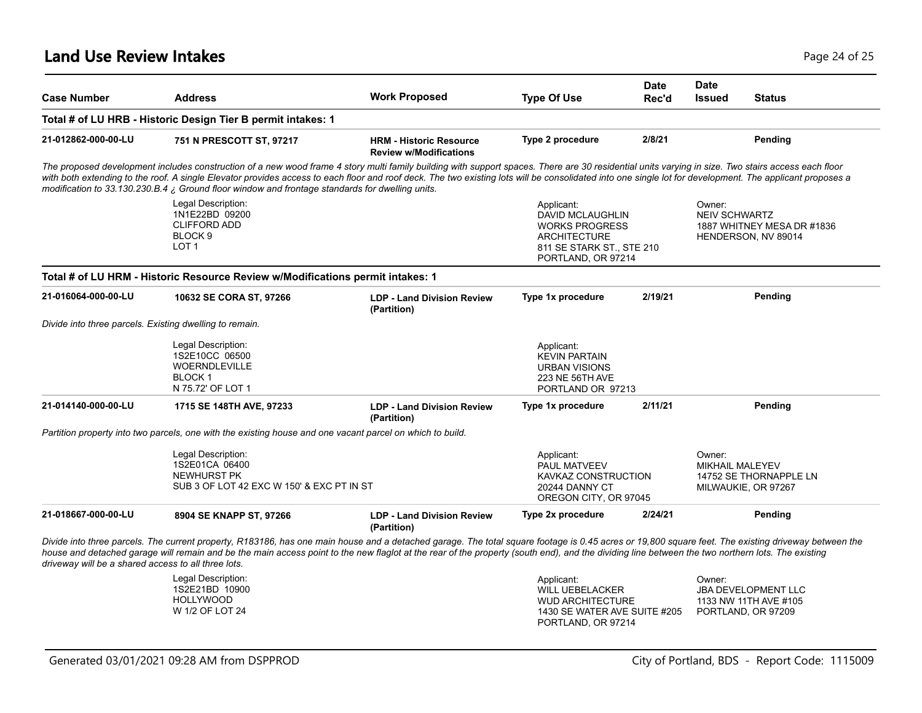| Case Number | Address | Work Proposed | Type Of Use | Date Rec'd | Date Issued | Status |
|---|---|---|---|---|---|---|

**Total # of LU HRB - Historic Design Tier B permit intakes: 1**

| Case Number | Address | Work Proposed | Type Of Use | Date Rec'd | Date Issued | Status |
|---|---|---|---|---|---|---|
| 21-012862-000-00-LU | 751 N PRESCOTT ST, 97217 | HRM - Historic Resource Review w/Modifications | Type 2 procedure | 2/8/21 | | Pending |

*The proposed development includes construction of a new wood frame 4 story multi family building with support spaces. There are 30 residential units varying in size. Two stairs access each floor with both extending to the roof. A single Elevator provides access to each floor and roof deck. The two existing lots will be consolidated into one single lot for development. The applicant proposes a modification to 33.130.230.B.4 ¿ Ground floor window and frontage standards for dwelling units.*

Legal Description:
1N1E22BD 09200
CLIFFORD ADD
BLOCK 9
LOT 1

Applicant:
DAVID MCLAUGHLIN
WORKS PROGRESS ARCHITECTURE
811 SE STARK ST., STE 210
PORTLAND, OR 97214

Owner:
NEIV SCHWARTZ
1887 WHITNEY MESA DR #1836
HENDERSON, NV 89014

**Total # of LU HRM - Historic Resource Review w/Modifications permit intakes: 1**

| Case Number | Address | Work Proposed | Type Of Use | Date Rec'd | Date Issued | Status |
|---|---|---|---|---|---|---|
| 21-016064-000-00-LU | 10632 SE CORA ST, 97266 | LDP - Land Division Review (Partition) | Type 1x procedure | 2/19/21 | | Pending |

*Divide into three parcels. Existing dwelling to remain.*

Legal Description:
1S2E10CC 06500
WOERNDLEVILLE
BLOCK 1
N 75.72' OF LOT 1

Applicant:
KEVIN PARTAIN
URBAN VISIONS
223 NE 56TH AVE
PORTLAND OR 97213

| Case Number | Address | Work Proposed | Type Of Use | Date Rec'd | Date Issued | Status |
|---|---|---|---|---|---|---|
| 21-014140-000-00-LU | 1715 SE 148TH AVE, 97233 | LDP - Land Division Review (Partition) | Type 1x procedure | 2/11/21 | | Pending |

*Partition property into two parcels, one with the existing house and one vacant parcel on which to build.*

Legal Description:
1S2E01CA 06400
NEWHURST PK
SUB 3 OF LOT 42 EXC W 150' & EXC PT IN ST

Applicant:
PAUL MATVEEV
KAVKAZ CONSTRUCTION
20244 DANNY CT
OREGON CITY, OR 97045

Owner:
MIKHAIL MALEYEV
14752 SE THORNAPPLE LN
MILWAUKIE, OR 97267

| Case Number | Address | Work Proposed | Type Of Use | Date Rec'd | Date Issued | Status |
|---|---|---|---|---|---|---|
| 21-018667-000-00-LU | 8904 SE KNAPP ST, 97266 | LDP - Land Division Review (Partition) | Type 2x procedure | 2/24/21 | | Pending |

*Divide into three parcels. The current property, R183186, has one main house and a detached garage. The total square footage is 0.45 acres or 19,800 square feet. The existing driveway between the house and detached garage will remain and be the main access point to the new flaglot at the rear of the property (south end), and the dividing line between the two northern lots. The existing driveway will be a shared access to all three lots.*

Legal Description:
1S2E21BD 10900
HOLLYWOOD
W 1/2 OF LOT 24

Applicant:
WILL UEBELACKER
WUD ARCHITECTURE
1430 SE WATER AVE SUITE #205
PORTLAND, OR 97214

Owner:
JBA DEVELOPMENT LLC
1133 NW 11TH AVE #105
PORTLAND, OR 97209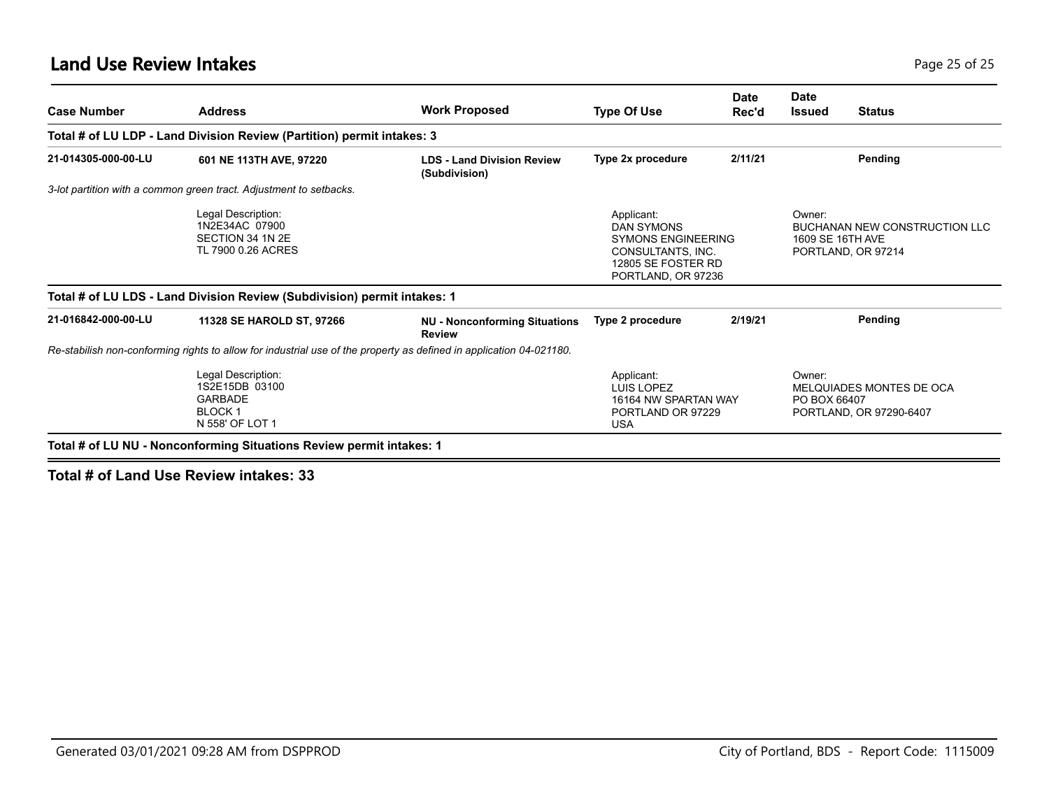## Land Use Review Intakes

| Case Number | Address | Work Proposed | Type Of Use | Date Rec'd | Date Issued | Status |
|---|---|---|---|---|---|---|
| **Total # of LU LDP - Land Division Review (Partition) permit intakes: 3** | | | | | | |
| **21-014305-000-00-LU** | **601 NE 113TH AVE, 97220** | **LDS - Land Division Review (Subdivision)** | **Type 2x procedure** | **2/11/21** | | **Pending** |
| *3-lot partition with a common green tract. Adjustment to setbacks.* | | | | | | |
| | Legal Description: 1N2E34AC 07900 SECTION 34 1N 2E TL 7900 0.26 ACRES | | Applicant: DAN SYMONS SYMONS ENGINEERING CONSULTANTS, INC. 12805 SE FOSTER RD PORTLAND, OR 97236 | | Owner: BUCHANAN NEW CONSTRUCTION LLC 1609 SE 16TH AVE PORTLAND, OR 97214 | |
| **Total # of LU LDS - Land Division Review (Subdivision) permit intakes: 1** | | | | | | |
| **21-016842-000-00-LU** | **11328 SE HAROLD ST, 97266** | **NU - Nonconforming Situations Review** | **Type 2 procedure** | **2/19/21** | | **Pending** |
| *Re-stabilish non-conforming rights to allow for industrial use of the property as defined in application 04-021180.* | | | | | | |
| | Legal Description: 1S2E15DB 03100 GARBADE BLOCK 1 N 558' OF LOT 1 | | Applicant: LUIS LOPEZ 16164 NW SPARTAN WAY PORTLAND OR 97229 USA | | Owner: MELQUIADES MONTES DE OCA PO BOX 66407 PORTLAND, OR 97290-6407 | |
| **Total # of LU NU - Nonconforming Situations Review permit intakes: 1** | | | | | | |

**Total # of Land Use Review intakes: 33**

Generated 03/01/2021 09:28 AM from DSPPROD

City of Portland, BDS - Report Code: 1115009